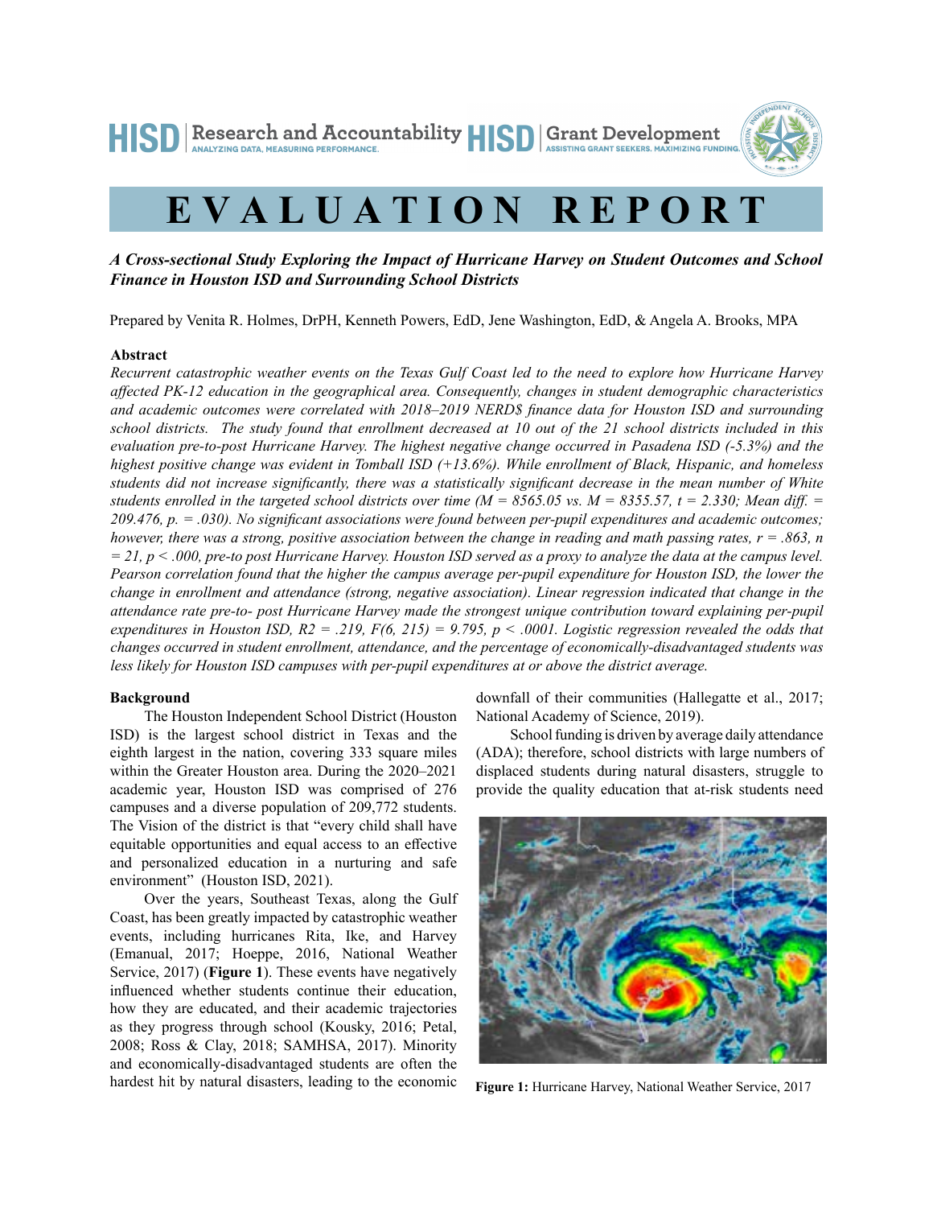HISD | Research and Accountability — ANALYZING DATA, MEASURING PERFORMANCE.
HISD | Grant Development — ASSISTING GRANT SEEKERS. MAXIMIZING FUNDING.

# EVALUATION REPORT

***A Cross-sectional Study Exploring the Impact of Hurricane Harvey on Student Outcomes and School Finance in Houston ISD and Surrounding School Districts***

Prepared by Venita R. Holmes, DrPH, Kenneth Powers, EdD, Jene Washington, EdD, & Angela A. Brooks, MPA

### Abstract

*Recurrent catastrophic weather events on the Texas Gulf Coast led to the need to explore how Hurricane Harvey affected PK-12 education in the geographical area. Consequently, changes in student demographic characteristics and academic outcomes were correlated with 2018–2019 NERD$ finance data for Houston ISD and surrounding school districts. The study found that enrollment decreased at 10 out of the 21 school districts included in this evaluation pre-to-post Hurricane Harvey. The highest negative change occurred in Pasadena ISD (-5.3%) and the highest positive change was evident in Tomball ISD (+13.6%). While enrollment of Black, Hispanic, and homeless students did not increase significantly, there was a statistically significant decrease in the mean number of White students enrolled in the targeted school districts over time ($M = 8565.05$ vs. $M = 8355.57$, $t = 2.330$; Mean diff. = 209.476, $p. = .030$). No significant associations were found between per-pupil expenditures and academic outcomes; however, there was a strong, positive association between the change in reading and math passing rates, $r = .863$, $n = 21$, $p < .000$, pre-to post Hurricane Harvey. Houston ISD served as a proxy to analyze the data at the campus level. Pearson correlation found that the higher the campus average per-pupil expenditure for Houston ISD, the lower the change in enrollment and attendance (strong, negative association). Linear regression indicated that change in the attendance rate pre-to- post Hurricane Harvey made the strongest unique contribution toward explaining per-pupil expenditures in Houston ISD, $R2 = .219$, $F(6, 215) = 9.795$, $p < .0001$. Logistic regression revealed the odds that changes occurred in student enrollment, attendance, and the percentage of economically-disadvantaged students was less likely for Houston ISD campuses with per-pupil expenditures at or above the district average.*

### Background

The Houston Independent School District (Houston ISD) is the largest school district in Texas and the eighth largest in the nation, covering 333 square miles within the Greater Houston area. During the 2020–2021 academic year, Houston ISD was comprised of 276 campuses and a diverse population of 209,772 students. The Vision of the district is that "every child shall have equitable opportunities and equal access to an effective and personalized education in a nurturing and safe environment" (Houston ISD, 2021).

Over the years, Southeast Texas, along the Gulf Coast, has been greatly impacted by catastrophic weather events, including hurricanes Rita, Ike, and Harvey (Emanual, 2017; Hoeppe, 2016, National Weather Service, 2017) (**Figure 1**). These events have negatively influenced whether students continue their education, how they are educated, and their academic trajectories as they progress through school (Kousky, 2016; Petal, 2008; Ross & Clay, 2018; SAMHSA, 2017). Minority and economically-disadvantaged students are often the hardest hit by natural disasters, leading to the economic downfall of their communities (Hallegatte et al., 2017; National Academy of Science, 2019).

School funding is driven by average daily attendance (ADA); therefore, school districts with large numbers of displaced students during natural disasters, struggle to provide the quality education that at-risk students need

**Figure 1:** Hurricane Harvey, National Weather Service, 2017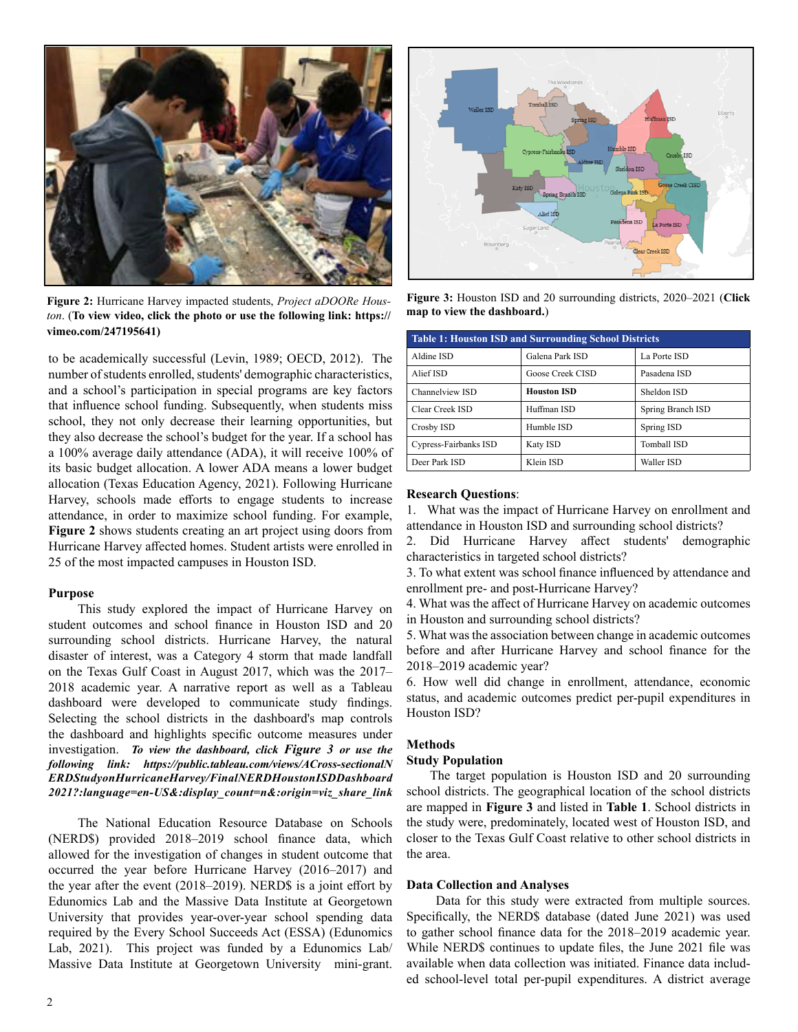**Figure 2:** Hurricane Harvey impacted students, *Project aDOORe Houston*. (**To view video, click the photo or use the following link: https://vimeo.com/247195641)**

to be academically successful (Levin, 1989; OECD, 2012). The number of students enrolled, students' demographic characteristics, and a school's participation in special programs are key factors that influence school funding. Subsequently, when students miss school, they not only decrease their learning opportunities, but they also decrease the school's budget for the year. If a school has a 100% average daily attendance (ADA), it will receive 100% of its basic budget allocation. A lower ADA means a lower budget allocation (Texas Education Agency, 2021). Following Hurricane Harvey, schools made efforts to engage students to increase attendance, in order to maximize school funding. For example, **Figure 2** shows students creating an art project using doors from Hurricane Harvey affected homes. Student artists were enrolled in 25 of the most impacted campuses in Houston ISD.

## Purpose

This study explored the impact of Hurricane Harvey on student outcomes and school finance in Houston ISD and 20 surrounding school districts. Hurricane Harvey, the natural disaster of interest, was a Category 4 storm that made landfall on the Texas Gulf Coast in August 2017, which was the 2017–2018 academic year. A narrative report as well as a Tableau dashboard were developed to communicate study findings. Selecting the school districts in the dashboard's map controls the dashboard and highlights specific outcome measures under investigation. ***To view the dashboard, click Figure 3 or use the following link: https://public.tableau.com/views/ACross-sectionalNERDStudyonHurricaneHarvey/FinalNERDHoustonISDDashboard2021?:language=en-US&:display_count=n&:origin=viz_share_link***

The National Education Resource Database on Schools (NERD$) provided 2018–2019 school finance data, which allowed for the investigation of changes in student outcome that occurred the year before Hurricane Harvey (2016–2017) and the year after the event (2018–2019). NERD$ is a joint effort by Edunomics Lab and the Massive Data Institute at Georgetown University that provides year-over-year school spending data required by the Every School Succeeds Act (ESSA) (Edunomics Lab, 2021). This project was funded by a Edunomics Lab/Massive Data Institute at Georgetown University mini-grant.

**Figure 3:** Houston ISD and 20 surrounding districts, 2020–2021 (**Click map to view the dashboard.**)

| Table 1: Houston ISD and Surrounding School Districts | | |
|---|---|---|
| Aldine ISD | Galena Park ISD | La Porte ISD |
| Alief ISD | Goose Creek CISD | Pasadena ISD |
| Channelview ISD | **Houston ISD** | Sheldon ISD |
| Clear Creek ISD | Huffman ISD | Spring Branch ISD |
| Crosby ISD | Humble ISD | Spring ISD |
| Cypress-Fairbanks ISD | Katy ISD | Tomball ISD |
| Deer Park ISD | Klein ISD | Waller ISD |

**Research Questions**:

1. What was the impact of Hurricane Harvey on enrollment and attendance in Houston ISD and surrounding school districts?
2. Did Hurricane Harvey affect students' demographic characteristics in targeted school districts?
3. To what extent was school finance influenced by attendance and enrollment pre- and post-Hurricane Harvey?
4. What was the affect of Hurricane Harvey on academic outcomes in Houston and surrounding school districts?
5. What was the association between change in academic outcomes before and after Hurricane Harvey and school finance for the 2018–2019 academic year?
6. How well did change in enrollment, attendance, economic status, and academic outcomes predict per-pupil expenditures in Houston ISD?

## Methods

### Study Population

The target population is Houston ISD and 20 surrounding school districts. The geographical location of the school districts are mapped in **Figure 3** and listed in **Table 1**. School districts in the study were, predominately, located west of Houston ISD, and closer to the Texas Gulf Coast relative to other school districts in the area.

### Data Collection and Analyses

Data for this study were extracted from multiple sources. Specifically, the NERD$ database (dated June 2021) was used to gather school finance data for the 2018–2019 academic year. While NERD$ continues to update files, the June 2021 file was available when data collection was initiated. Finance data included school-level total per-pupil expenditures. A district average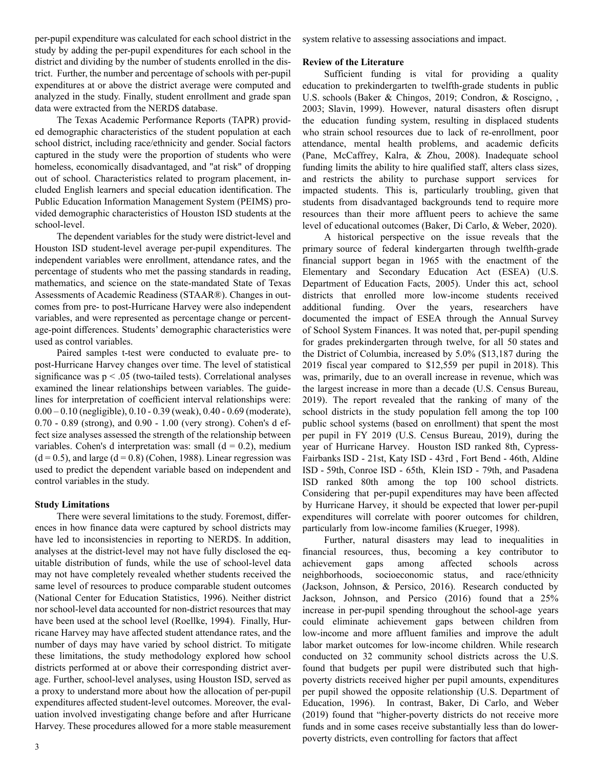per-pupil expenditure was calculated for each school district in the study by adding the per-pupil expenditures for each school in the district and dividing by the number of students enrolled in the district. Further, the number and percentage of schools with per-pupil expenditures at or above the district average were computed and analyzed in the study. Finally, student enrollment and grade span data were extracted from the NERD$ database.

The Texas Academic Performance Reports (TAPR) provided demographic characteristics of the student population at each school district, including race/ethnicity and gender. Social factors captured in the study were the proportion of students who were homeless, economically disadvantaged, and "at risk" of dropping out of school. Characteristics related to program placement, included English learners and special education identification. The Public Education Information Management System (PEIMS) provided demographic characteristics of Houston ISD students at the school-level.

The dependent variables for the study were district-level and Houston ISD student-level average per-pupil expenditures. The independent variables were enrollment, attendance rates, and the percentage of students who met the passing standards in reading, mathematics, and science on the state-mandated State of Texas Assessments of Academic Readiness (STAAR®). Changes in outcomes from pre- to post-Hurricane Harvey were also independent variables, and were represented as percentage change or percentage-point differences. Students' demographic characteristics were used as control variables.

Paired samples t-test were conducted to evaluate pre- to post-Hurricane Harvey changes over time. The level of statistical significance was $p < .05$ (two-tailed tests). Correlational analyses examined the linear relationships between variables. The guidelines for interpretation of coefficient interval relationships were: 0.00 – 0.10 (negligible), 0.10 - 0.39 (weak), 0.40 - 0.69 (moderate), 0.70 - 0.89 (strong), and 0.90 - 1.00 (very strong). Cohen's d effect size analyses assessed the strength of the relationship between variables. Cohen's d interpretation was: small ($d = 0.2$), medium ($d = 0.5$), and large ($d = 0.8$) (Cohen, 1988). Linear regression was used to predict the dependent variable based on independent and control variables in the study.

**Study Limitations**

There were several limitations to the study. Foremost, differences in how finance data were captured by school districts may have led to inconsistencies in reporting to NERD$. In addition, analyses at the district-level may not have fully disclosed the equitable distribution of funds, while the use of school-level data may not have completely revealed whether students received the same level of resources to produce comparable student outcomes (National Center for Education Statistics, 1996). Neither district nor school-level data accounted for non-district resources that may have been used at the school level (Roellke, 1994). Finally, Hurricane Harvey may have affected student attendance rates, and the number of days may have varied by school district. To mitigate these limitations, the study methodology explored how school districts performed at or above their corresponding district average. Further, school-level analyses, using Houston ISD, served as a proxy to understand more about how the allocation of per-pupil expenditures affected student-level outcomes. Moreover, the evaluation involved investigating change before and after Hurricane Harvey. These procedures allowed for a more stable measurement system relative to assessing associations and impact.

**Review of the Literature**

Sufficient funding is vital for providing a quality education to prekindergarten to twelfth-grade students in public U.S. schools (Baker & Chingos, 2019; Condron, & Roscigno, , 2003; Slavin, 1999). However, natural disasters often disrupt the education funding system, resulting in displaced students who strain school resources due to lack of re-enrollment, poor attendance, mental health problems, and academic deficits (Pane, McCaffrey, Kalra, & Zhou, 2008). Inadequate school funding limits the ability to hire qualified staff, alters class sizes, and restricts the ability to purchase support services for impacted students. This is, particularly troubling, given that students from disadvantaged backgrounds tend to require more resources than their more affluent peers to achieve the same level of educational outcomes (Baker, Di Carlo, & Weber, 2020).

A historical perspective on the issue reveals that the primary source of federal kindergarten through twelfth-grade financial support began in 1965 with the enactment of the Elementary and Secondary Education Act (ESEA) (U.S. Department of Education Facts, 2005). Under this act, school districts that enrolled more low-income students received additional funding. Over the years, researchers have documented the impact of ESEA through the Annual Survey of School System Finances. It was noted that, per-pupil spending for grades prekindergarten through twelve, for all 50 states and the District of Columbia, increased by 5.0% ($13,187 during the 2019 fiscal year compared to $12,559 per pupil in 2018). This was, primarily, due to an overall increase in revenue, which was the largest increase in more than a decade (U.S. Census Bureau, 2019). The report revealed that the ranking of many of the school districts in the study population fell among the top 100 public school systems (based on enrollment) that spent the most per pupil in FY 2019 (U.S. Census Bureau, 2019), during the year of Hurricane Harvey. Houston ISD ranked 8th, Cypress-Fairbanks ISD - 21st, Katy ISD - 43rd , Fort Bend - 46th, Aldine ISD - 59th, Conroe ISD - 65th, Klein ISD - 79th, and Pasadena ISD ranked 80th among the top 100 school districts. Considering that per-pupil expenditures may have been affected by Hurricane Harvey, it should be expected that lower per-pupil expenditures will correlate with poorer outcomes for children, particularly from low-income families (Krueger, 1998).

Further, natural disasters may lead to inequalities in financial resources, thus, becoming a key contributor to achievement gaps among affected schools across neighborhoods, socioeconomic status, and race/ethnicity (Jackson, Johnson, & Persico, 2016). Research conducted by Jackson, Johnson, and Persico (2016) found that a 25% increase in per-pupil spending throughout the school-age years could eliminate achievement gaps between children from low-income and more affluent families and improve the adult labor market outcomes for low-income children. While research conducted on 32 community school districts across the U.S. found that budgets per pupil were distributed such that high-poverty districts received higher per pupil amounts, expenditures per pupil showed the opposite relationship (U.S. Department of Education, 1996). In contrast, Baker, Di Carlo, and Weber (2019) found that "higher-poverty districts do not receive more funds and in some cases receive substantially less than do lower-poverty districts, even controlling for factors that affect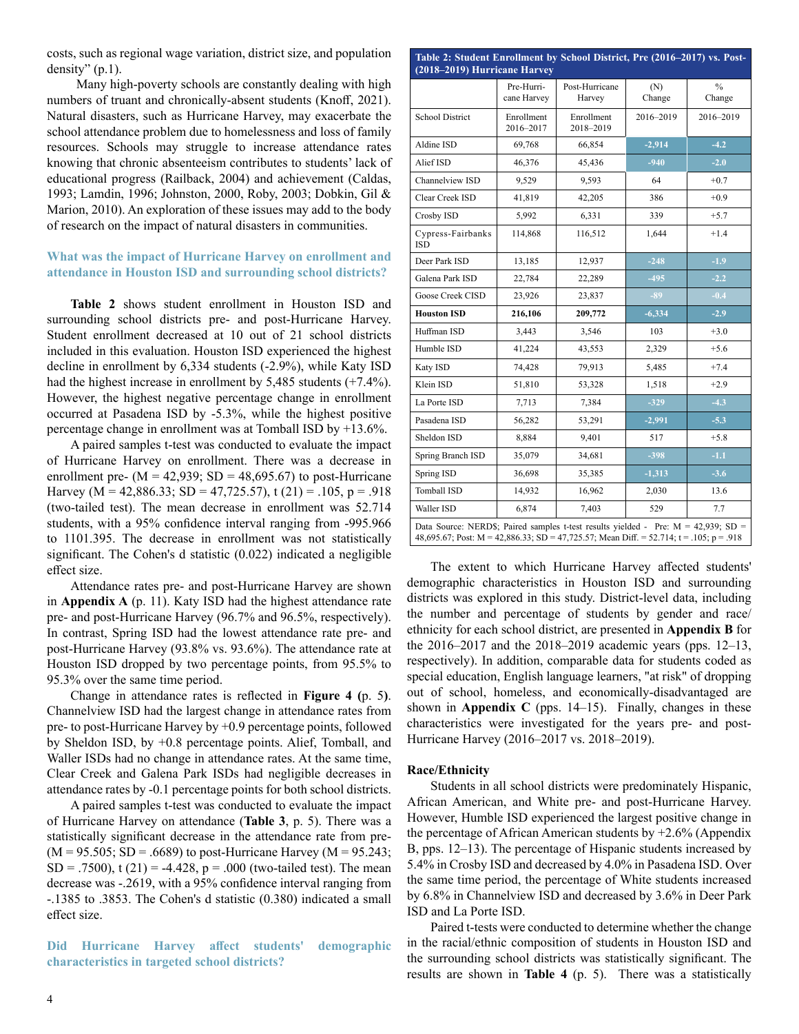costs, such as regional wage variation, district size, and population density" (p.1).

Many high-poverty schools are constantly dealing with high numbers of truant and chronically-absent students (Knoff, 2021). Natural disasters, such as Hurricane Harvey, may exacerbate the school attendance problem due to homelessness and loss of family resources. Schools may struggle to increase attendance rates knowing that chronic absenteeism contributes to students' lack of educational progress (Railback, 2004) and achievement (Caldas, 1993; Lamdin, 1996; Johnston, 2000, Roby, 2003; Dobkin, Gil & Marion, 2010). An exploration of these issues may add to the body of research on the impact of natural disasters in communities.

### What was the impact of Hurricane Harvey on enrollment and attendance in Houston ISD and surrounding school districts?

**Table 2** shows student enrollment in Houston ISD and surrounding school districts pre- and post-Hurricane Harvey. Student enrollment decreased at 10 out of 21 school districts included in this evaluation. Houston ISD experienced the highest decline in enrollment by 6,334 students (-2.9%), while Katy ISD had the highest increase in enrollment by 5,485 students (+7.4%). However, the highest negative percentage change in enrollment occurred at Pasadena ISD by -5.3%, while the highest positive percentage change in enrollment was at Tomball ISD by +13.6%.

A paired samples t-test was conducted to evaluate the impact of Hurricane Harvey on enrollment. There was a decrease in enrollment pre- ($M = 42{,}939$; $SD = 48{,}695.67$) to post-Hurricane Harvey ($M = 42{,}886.33$; $SD = 47{,}725.57$), $t(21) = .105$, $p = .918$ (two-tailed test). The mean decrease in enrollment was 52.714 students, with a 95% confidence interval ranging from -995.966 to 1101.395. The decrease in enrollment was not statistically significant. The Cohen's d statistic (0.022) indicated a negligible effect size.

Attendance rates pre- and post-Hurricane Harvey are shown in **Appendix A** (p. 11). Katy ISD had the highest attendance rate pre- and post-Hurricane Harvey (96.7% and 96.5%, respectively). In contrast, Spring ISD had the lowest attendance rate pre- and post-Hurricane Harvey (93.8% vs. 93.6%). The attendance rate at Houston ISD dropped by two percentage points, from 95.5% to 95.3% over the same time period.

Change in attendance rates is reflected in **Figure 4 (**p. 5**)**. Channelview ISD had the largest change in attendance rates from pre- to post-Hurricane Harvey by +0.9 percentage points, followed by Sheldon ISD, by +0.8 percentage points. Alief, Tomball, and Waller ISDs had no change in attendance rates. At the same time, Clear Creek and Galena Park ISDs had negligible decreases in attendance rates by -0.1 percentage points for both school districts.

A paired samples t-test was conducted to evaluate the impact of Hurricane Harvey on attendance (**Table 3**, p. 5). There was a statistically significant decrease in the attendance rate from pre- ($M = 95.505$; $SD = .6689$) to post-Hurricane Harvey ($M = 95.243$; $SD = .7500$), $t(21) = -4.428$, $p = .000$ (two-tailed test). The mean decrease was -.2619, with a 95% confidence interval ranging from -.1385 to .3853. The Cohen's d statistic (0.380) indicated a small effect size.

### Did Hurricane Harvey affect students' demographic characteristics in targeted school districts?

**Table 2: Student Enrollment by School District, Pre (2016–2017) vs. Post-(2018–2019) Hurricane Harvey**

| | Pre-Hurricane Harvey | Post-Hurricane Harvey | (N) Change | % Change |
|---|---|---|---|---|
| School District | Enrollment 2016–2017 | Enrollment 2018–2019 | 2016–2019 | 2016–2019 |
| Aldine ISD | 69,768 | 66,854 | -2,914 | -4.2 |
| Alief ISD | 46,376 | 45,436 | -940 | -2.0 |
| Channelview ISD | 9,529 | 9,593 | 64 | +0.7 |
| Clear Creek ISD | 41,819 | 42,205 | 386 | +0.9 |
| Crosby ISD | 5,992 | 6,331 | 339 | +5.7 |
| Cypress-Fairbanks ISD | 114,868 | 116,512 | 1,644 | +1.4 |
| Deer Park ISD | 13,185 | 12,937 | -248 | -1.9 |
| Galena Park ISD | 22,784 | 22,289 | -495 | -2.2 |
| Goose Creek CISD | 23,926 | 23,837 | -89 | -0.4 |
| **Houston ISD** | **216,106** | **209,772** | -6,334 | -2.9 |
| Huffman ISD | 3,443 | 3,546 | 103 | +3.0 |
| Humble ISD | 41,224 | 43,553 | 2,329 | +5.6 |
| Katy ISD | 74,428 | 79,913 | 5,485 | +7.4 |
| Klein ISD | 51,810 | 53,328 | 1,518 | +2.9 |
| La Porte ISD | 7,713 | 7,384 | -329 | -4.3 |
| Pasadena ISD | 56,282 | 53,291 | -2,991 | -5.3 |
| Sheldon ISD | 8,884 | 9,401 | 517 | +5.8 |
| Spring Branch ISD | 35,079 | 34,681 | -398 | -1.1 |
| Spring ISD | 36,698 | 35,385 | -1,313 | -3.6 |
| Tomball ISD | 14,932 | 16,962 | 2,030 | 13.6 |
| Waller ISD | 6,874 | 7,403 | 529 | 7.7 |

Data Source: NERD$; Paired samples t-test results yielded - Pre: $M = 42{,}939$; $SD = 48{,}695.67$; Post: $M = 42{,}886.33$; $SD = 47{,}725.57$; Mean Diff. = 52.714; $t = .105$; $p = .918$

The extent to which Hurricane Harvey affected students' demographic characteristics in Houston ISD and surrounding districts was explored in this study. District-level data, including the number and percentage of students by gender and race/ethnicity for each school district, are presented in **Appendix B** for the 2016–2017 and the 2018–2019 academic years (pps. 12–13, respectively). In addition, comparable data for students coded as special education, English language learners, "at risk" of dropping out of school, homeless, and economically-disadvantaged are shown in **Appendix C** (pps. 14–15). Finally, changes in these characteristics were investigated for the years pre- and post-Hurricane Harvey (2016–2017 vs. 2018–2019).

#### Race/Ethnicity

Students in all school districts were predominately Hispanic, African American, and White pre- and post-Hurricane Harvey. However, Humble ISD experienced the largest positive change in the percentage of African American students by +2.6% (Appendix B, pps. 12–13). The percentage of Hispanic students increased by 5.4% in Crosby ISD and decreased by 4.0% in Pasadena ISD. Over the same time period, the percentage of White students increased by 6.8% in Channelview ISD and decreased by 3.6% in Deer Park ISD and La Porte ISD.

Paired t-tests were conducted to determine whether the change in the racial/ethnic composition of students in Houston ISD and the surrounding school districts was statistically significant. The results are shown in **Table 4** (p. 5). There was a statistically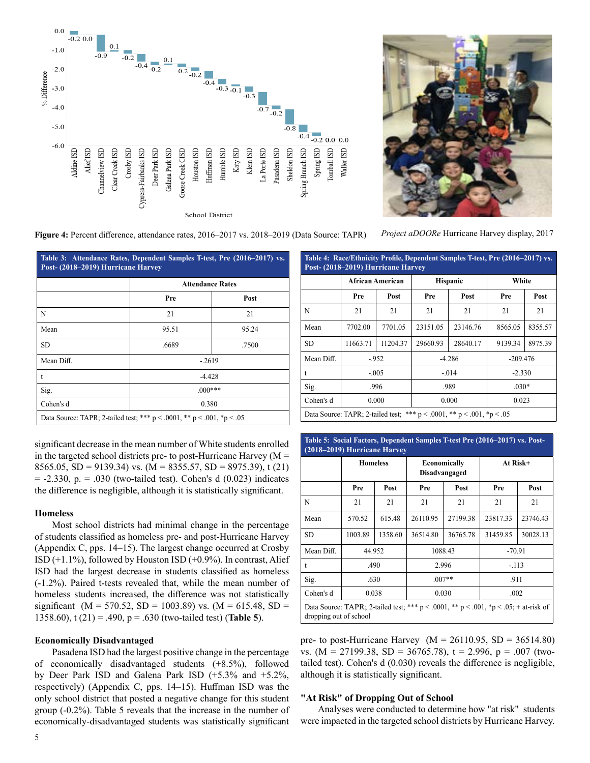**Figure 4:** Percent difference, attendance rates, 2016–2017 vs. 2018–2019 (Data Source: TAPR)

*Project aDOORe* Hurricane Harvey display, 2017

| Table 3: Attendance Rates, Dependent Samples T-test, Pre (2016–2017) vs. Post- (2018–2019) Hurricane Harvey | | |
|---|---|---|
| | Attendance Rates | |
| | Pre | Post |
| N | 21 | 21 |
| Mean | 95.51 | 95.24 |
| SD | .6689 | .7500 |
| Mean Diff. | -.2619 | |
| t | -4.428 | |
| Sig. | .000*** | |
| Cohen's d | 0.380 | |
| Data Source: TAPR; 2-tailed test; *** p < .0001, ** p < .001, *p < .05 | | |

| Table 4: Race/Ethnicity Profile, Dependent Samples T-test, Pre (2016–2017) vs. Post- (2018–2019) Hurricane Harvey | | | | | | |
|---|---|---|---|---|---|---|
| | African American | | Hispanic | | White | |
| | Pre | Post | Pre | Post | Pre | Post |
| N | 21 | 21 | 21 | 21 | 21 | 21 |
| Mean | 7702.00 | 7701.05 | 23151.05 | 23146.76 | 8565.05 | 8355.57 |
| SD | 11663.71 | 11204.37 | 29660.93 | 28640.17 | 9139.34 | 8975.39 |
| Mean Diff. | -.952 | | -4.286 | | -209.476 | |
| t | -.005 | | -.014 | | -2.330 | |
| Sig. | .996 | | .989 | | .030* | |
| Cohen's d | 0.000 | | 0.000 | | 0.023 | |
| Data Source: TAPR; 2-tailed test; *** p < .0001, ** p < .001, *p < .05 | | | | | | |

significant decrease in the mean number of White students enrolled in the targeted school districts pre- to post-Hurricane Harvey (M = 8565.05, SD = 9139.34) vs. (M = 8355.57, SD = 8975.39), t (21) = -2.330, p. = .030 (two-tailed test). Cohen's d (0.023) indicates the difference is negligible, although it is statistically significant.

## Homeless

Most school districts had minimal change in the percentage of students classified as homeless pre- and post-Hurricane Harvey (Appendix C, pps. 14–15). The largest change occurred at Crosby ISD (+1.1%), followed by Houston ISD (+0.9%). In contrast, Alief ISD had the largest decrease in students classified as homeless (-1.2%). Paired t-tests revealed that, while the mean number of homeless students increased, the difference was not statistically significant (M = 570.52, SD = 1003.89) vs. (M = 615.48, SD = 1358.60), t (21) = .490, p = .630 (two-tailed test) (**Table 5**).

## Economically Disadvantaged

Pasadena ISD had the largest positive change in the percentage of economically disadvantaged students (+8.5%), followed by Deer Park ISD and Galena Park ISD (+5.3% and +5.2%, respectively) (Appendix C, pps. 14–15). Huffman ISD was the only school district that posted a negative change for this student group (-0.2%). Table 5 reveals that the increase in the number of economically-disadvantaged students was statistically significant pre- to post-Hurricane Harvey (M = 26110.95, SD = 36514.80) vs. (M = 27199.38, SD = 36765.78), t = 2.996, p = .007 (two-tailed test). Cohen's d (0.030) reveals the difference is negligible, although it is statistically significant.

| Table 5: Social Factors, Dependent Samples T-test Pre (2016–2017) vs. Post- (2018–2019) Hurricane Harvey | | | | | | |
|---|---|---|---|---|---|---|
| | Homeless | | Economically Disadvangaged | | At Risk+ | |
| | Pre | Post | Pre | Post | Pre | Post |
| N | 21 | 21 | 21 | 21 | 21 | 21 |
| Mean | 570.52 | 615.48 | 26110.95 | 27199.38 | 23817.33 | 23746.43 |
| SD | 1003.89 | 1358.60 | 36514.80 | 36765.78 | 31459.85 | 30028.13 |
| Mean Diff. | 44.952 | | 1088.43 | | -70.91 | |
| t | .490 | | 2.996 | | -.113 | |
| Sig. | .630 | | .007** | | .911 | |
| Cohen's d | 0.038 | | 0.030 | | .002 | |
| Data Source: TAPR; 2-tailed test; *** p < .0001, ** p < .001, *p < .05; + at-risk of dropping out of school | | | | | | |

## "At Risk" of Dropping Out of School

Analyses were conducted to determine how "at risk" students were impacted in the targeted school districts by Hurricane Harvey.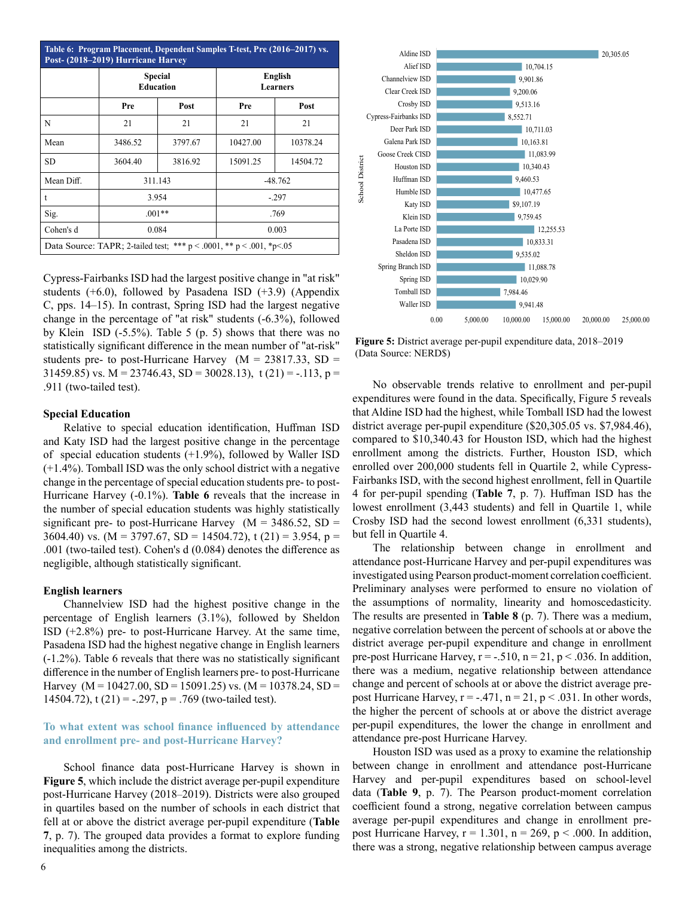**Table 6: Program Placement, Dependent Samples T-test, Pre (2016–2017) vs. Post- (2018–2019) Hurricane Harvey**

| | Special Education | | English Learners | |
|---|---|---|---|---|
| | Pre | Post | Pre | Post |
| N | 21 | 21 | 21 | 21 |
| Mean | 3486.52 | 3797.67 | 10427.00 | 10378.24 |
| SD | 3604.40 | 3816.92 | 15091.25 | 14504.72 |
| Mean Diff. | 311.143 | | -48.762 | |
| t | 3.954 | | -.297 | |
| Sig. | .001** | | .769 | |
| Cohen's d | 0.084 | | 0.003 | |

Data Source: TAPR; 2-tailed test; *** p < .0001, ** p < .001, *p<.05

Cypress-Fairbanks ISD had the largest positive change in "at risk" students (+6.0), followed by Pasadena ISD (+3.9) (Appendix C, pps. 14–15). In contrast, Spring ISD had the largest negative change in the percentage of "at risk" students (-6.3%), followed by Klein ISD (-5.5%). Table 5 (p. 5) shows that there was no statistically significant difference in the mean number of "at-risk" students pre- to post-Hurricane Harvey (M = 23817.33, SD = 31459.85) vs. M = 23746.43, SD = 30028.13), t (21) = -.113, p = .911 (two-tailed test).

### Special Education

Relative to special education identification, Huffman ISD and Katy ISD had the largest positive change in the percentage of special education students (+1.9%), followed by Waller ISD (+1.4%). Tomball ISD was the only school district with a negative change in the percentage of special education students pre- to post-Hurricane Harvey (-0.1%). **Table 6** reveals that the increase in the number of special education students was highly statistically significant pre- to post-Hurricane Harvey (M = 3486.52, SD = 3604.40) vs. (M = 3797.67, SD = 14504.72), t (21) = 3.954, p = .001 (two-tailed test). Cohen's d (0.084) denotes the difference as negligible, although statistically significant.

### English learners

Channelview ISD had the highest positive change in the percentage of English learners (3.1%), followed by Sheldon ISD (+2.8%) pre- to post-Hurricane Harvey. At the same time, Pasadena ISD had the highest negative change in English learners (-1.2%). Table 6 reveals that there was no statistically significant difference in the number of English learners pre- to post-Hurricane Harvey (M = 10427.00, SD = 15091.25) vs. (M = 10378.24, SD = 14504.72), t (21) = -.297, p = .769 (two-tailed test).

### To what extent was school finance influenced by attendance and enrollment pre- and post-Hurricane Harvey?

School finance data post-Hurricane Harvey is shown in **Figure 5**, which include the district average per-pupil expenditure post-Hurricane Harvey (2018–2019). Districts were also grouped in quartiles based on the number of schools in each district that fell at or above the district average per-pupil expenditure (**Table 7**, p. 7). The grouped data provides a format to explore funding inequalities among the districts.

| School District | Per-pupil expenditure |
|---|---|
| Aldine ISD | 20,305.05 |
| Alief ISD | 10,704.15 |
| Channelview ISD | 9,901.86 |
| Clear Creek ISD | 9,200.06 |
| Crosby ISD | 9,513.16 |
| Cypress-Fairbanks ISD | 8,552.71 |
| Deer Park ISD | 10,711.03 |
| Galena Park ISD | 10,163.81 |
| Goose Creek CISD | 11,083.99 |
| Houston ISD | 10,340.43 |
| Huffman ISD | 9,460.53 |
| Humble ISD | 10,477.65 |
| Katy ISD | $9,107.19 |
| Klein ISD | 9,759.45 |
| La Porte ISD | 12,255.53 |
| Pasadena ISD | 10,833.31 |
| Sheldon ISD | 9,535.02 |
| Spring Branch ISD | 11,088.78 |
| Spring ISD | 10,029.90 |
| Tomball ISD | 7,984.46 |
| Waller ISD | 9,941.48 |

**Figure 5:** District average per-pupil expenditure data, 2018–2019 (Data Source: NERD$)

No observable trends relative to enrollment and per-pupil expenditures were found in the data. Specifically, Figure 5 reveals that Aldine ISD had the highest, while Tomball ISD had the lowest district average per-pupil expenditure ($20,305.05 vs. $7,984.46), compared to $10,340.43 for Houston ISD, which had the highest enrollment among the districts. Further, Houston ISD, which enrolled over 200,000 students fell in Quartile 2, while Cypress-Fairbanks ISD, with the second highest enrollment, fell in Quartile 4 for per-pupil spending (**Table 7**, p. 7). Huffman ISD has the lowest enrollment (3,443 students) and fell in Quartile 1, while Crosby ISD had the second lowest enrollment (6,331 students), but fell in Quartile 4.

The relationship between change in enrollment and attendance post-Hurricane Harvey and per-pupil expenditures was investigated using Pearson product-moment correlation coefficient. Preliminary analyses were performed to ensure no violation of the assumptions of normality, linearity and homoscedasticity. The results are presented in **Table 8** (p. 7). There was a medium, negative correlation between the percent of schools at or above the district average per-pupil expenditure and change in enrollment pre-post Hurricane Harvey, r = -.510, n = 21, p < .036. In addition, there was a medium, negative relationship between attendance change and percent of schools at or above the district average pre-post Hurricane Harvey, r = -.471, n = 21, p < .031. In other words, the higher the percent of schools at or above the district average per-pupil expenditures, the lower the change in enrollment and attendance pre-post Hurricane Harvey.

Houston ISD was used as a proxy to examine the relationship between change in enrollment and attendance post-Hurricane Harvey and per-pupil expenditures based on school-level data (**Table 9**, p. 7). The Pearson product-moment correlation coefficient found a strong, negative correlation between campus average per-pupil expenditures and change in enrollment pre-post Hurricane Harvey, r = 1.301, n = 269, p < .000. In addition, there was a strong, negative relationship between campus average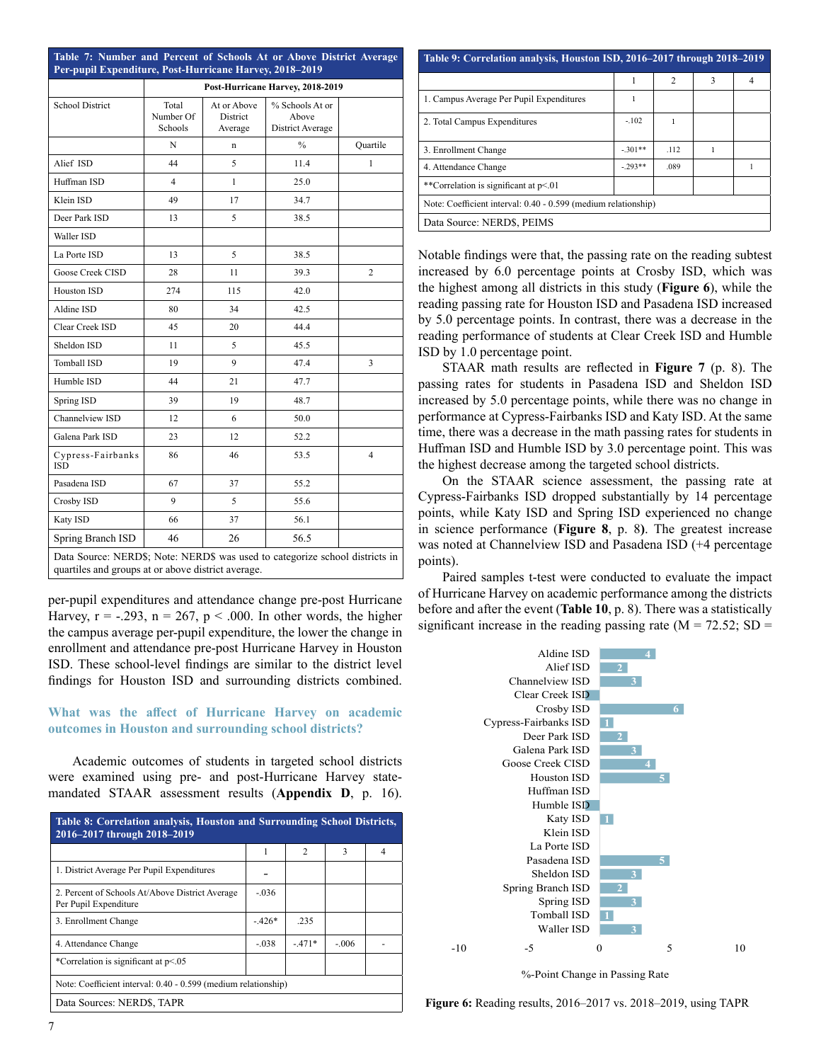**Table 7: Number and Percent of Schools At or Above District Average Per-pupil Expenditure, Post-Hurricane Harvey, 2018–2019**

| School District | Post-Hurricane Harvey, 2018-2019 | | | |
|---|---|---|---|---|
| | Total Number Of Schools | At or Above District Average | % Schools At or Above District Average | |
| | N | n | % | Quartile |
| Alief ISD | 44 | 5 | 11.4 | 1 |
| Huffman ISD | 4 | 1 | 25.0 | |
| Klein ISD | 49 | 17 | 34.7 | |
| Deer Park ISD | 13 | 5 | 38.5 | |
| Waller ISD | | | | |
| La Porte ISD | 13 | 5 | 38.5 | |
| Goose Creek CISD | 28 | 11 | 39.3 | 2 |
| Houston ISD | 274 | 115 | 42.0 | |
| Aldine ISD | 80 | 34 | 42.5 | |
| Clear Creek ISD | 45 | 20 | 44.4 | |
| Sheldon ISD | 11 | 5 | 45.5 | |
| Tomball ISD | 19 | 9 | 47.4 | 3 |
| Humble ISD | 44 | 21 | 47.7 | |
| Spring ISD | 39 | 19 | 48.7 | |
| Channelview ISD | 12 | 6 | 50.0 | |
| Galena Park ISD | 23 | 12 | 52.2 | |
| Cypress-Fairbanks ISD | 86 | 46 | 53.5 | 4 |
| Pasadena ISD | 67 | 37 | 55.2 | |
| Crosby ISD | 9 | 5 | 55.6 | |
| Katy ISD | 66 | 37 | 56.1 | |
| Spring Branch ISD | 46 | 26 | 56.5 | |

Data Source: NERD$; Note: NERD$ was used to categorize school districts in quartiles and groups at or above district average.

per-pupil expenditures and attendance change pre-post Hurricane Harvey, $r = -.293$, $n = 267$, $p < .000$. In other words, the higher the campus average per-pupil expenditure, the lower the change in enrollment and attendance pre-post Hurricane Harvey in Houston ISD. These school-level findings are similar to the district level findings for Houston ISD and surrounding districts combined.

### What was the affect of Hurricane Harvey on academic outcomes in Houston and surrounding school districts?

Academic outcomes of students in targeted school districts were examined using pre- and post-Hurricane Harvey state-mandated STAAR assessment results (**Appendix D**, p. 16).

**Table 8: Correlation analysis, Houston and Surrounding School Districts, 2016–2017 through 2018–2019**

| | 1 | 2 | 3 | 4 |
|---|---|---|---|---|
| 1. District Average Per Pupil Expenditures | - | | | |
| 2. Percent of Schools At/Above District Average Per Pupil Expenditure | -.036 | | | |
| 3. Enrollment Change | -.426* | .235 | | |
| 4. Attendance Change | -.038 | -.471* | -.006 | - |
| *Correlation is significant at p<.05 | | | | |
| Note: Coefficient interval: 0.40 - 0.599 (medium relationship) | | | | |
| Data Sources: NERD$, TAPR | | | | |

**Table 9: Correlation analysis, Houston ISD, 2016–2017 through 2018–2019**

| | 1 | 2 | 3 | 4 |
|---|---|---|---|---|
| 1. Campus Average Per Pupil Expenditures | 1 | | | |
| 2. Total Campus Expenditures | -.102 | 1 | | |
| 3. Enrollment Change | -.301** | .112 | 1 | |
| 4. Attendance Change | -.293** | .089 | | 1 |
| **Correlation is significant at p<.01 | | | | |
| Note: Coefficient interval: 0.40 - 0.599 (medium relationship) | | | | |
| Data Source: NERD$, PEIMS | | | | |

Notable findings were that, the passing rate on the reading subtest increased by 6.0 percentage points at Crosby ISD, which was the highest among all districts in this study (**Figure 6**), while the reading passing rate for Houston ISD and Pasadena ISD increased by 5.0 percentage points. In contrast, there was a decrease in the reading performance of students at Clear Creek ISD and Humble ISD by 1.0 percentage point.

STAAR math results are reflected in **Figure 7** (p. 8). The passing rates for students in Pasadena ISD and Sheldon ISD increased by 5.0 percentage points, while there was no change in performance at Cypress-Fairbanks ISD and Katy ISD. At the same time, there was a decrease in the math passing rates for students in Huffman ISD and Humble ISD by 3.0 percentage point. This was the highest decrease among the targeted school districts.

On the STAAR science assessment, the passing rate at Cypress-Fairbanks ISD dropped substantially by 14 percentage points, while Katy ISD and Spring ISD experienced no change in science performance (**Figure 8**, p. 8). The greatest increase was noted at Channelview ISD and Pasadena ISD (+4 percentage points).

Paired samples t-test were conducted to evaluate the impact of Hurricane Harvey on academic performance among the districts before and after the event (**Table 10**, p. 8). There was a statistically significant increase in the reading passing rate ($M = 72.52$; $SD =$

| District | %-Point Change in Passing Rate |
|---|---|
| Aldine ISD | 4 |
| Alief ISD | 2 |
| Channelview ISD | 3 |
| Clear Creek ISD | |
| Crosby ISD | 6 |
| Cypress-Fairbanks ISD | 1 |
| Deer Park ISD | 2 |
| Galena Park ISD | 3 |
| Goose Creek CISD | 4 |
| Houston ISD | 5 |
| Huffman ISD | |
| Humble ISD | |
| Katy ISD | 1 |
| Klein ISD | |
| La Porte ISD | |
| Pasadena ISD | 5 |
| Sheldon ISD | 3 |
| Spring Branch ISD | 2 |
| Spring ISD | 3 |
| Tomball ISD | 1 |
| Waller ISD | 3 |

**Figure 6:** Reading results, 2016–2017 vs. 2018–2019, using TAPR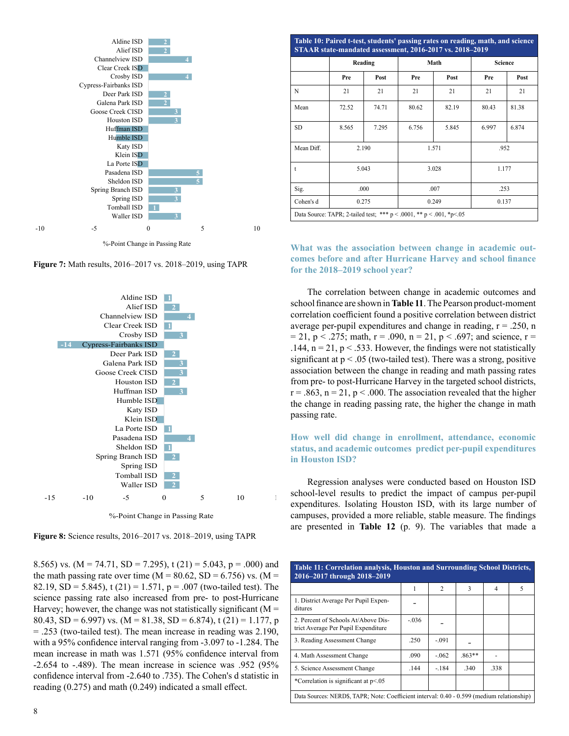Figure 7: Math results, 2016–2017 vs. 2018–2019, using TAPR

| District | %-Point Change in Passing Rate |
|---|---|
| Aldine ISD | 2 |
| Alief ISD | 2 |
| Channelview ISD | 4 |
| Clear Creek ISD | |
| Crosby ISD | 4 |
| Cypress-Fairbanks ISD | |
| Deer Park ISD | 2 |
| Galena Park ISD | 2 |
| Goose Creek CISD | 3 |
| Houston ISD | 3 |
| Huffman ISD | |
| Humble ISD | |
| Katy ISD | |
| Klein ISD | |
| La Porte ISD | |
| Pasadena ISD | 5 |
| Sheldon ISD | 5 |
| Spring Branch ISD | 3 |
| Spring ISD | 3 |
| Tomball ISD | 1 |
| Waller ISD | 3 |

**Figure 7:** Math results, 2016–2017 vs. 2018–2019, using TAPR

| District | %-Point Change in Passing Rate |
|---|---|
| Aldine ISD | 1 |
| Alief ISD | 2 |
| Channelview ISD | 4 |
| Clear Creek ISD | 1 |
| Crosby ISD | 3 |
| Cypress-Fairbanks ISD | -14 |
| Deer Park ISD | 2 |
| Galena Park ISD | 3 |
| Goose Creek CISD | 3 |
| Houston ISD | 2 |
| Huffman ISD | 3 |
| Humble ISD | |
| Katy ISD | |
| Klein ISD | |
| La Porte ISD | 1 |
| Pasadena ISD | 4 |
| Sheldon ISD | 1 |
| Spring Branch ISD | 2 |
| Spring ISD | |
| Tomball ISD | 2 |
| Waller ISD | 2 |

**Figure 8:** Science results, 2016–2017 vs. 2018–2019, using TAPR

8.565) vs. (M = 74.71, SD = 7.295), t (21) = 5.043, p = .000) and the math passing rate over time (M = 80.62, SD = 6.756) vs. (M = 82.19, SD = 5.845), t (21) = 1.571, p = .007 (two-tailed test). The science passing rate also increased from pre- to post-Hurricane Harvey; however, the change was not statistically significant (M = 80.43, SD = 6.997) vs. (M = 81.38, SD = 6.874), t (21) = 1.177, p = .253 (two-tailed test). The mean increase in reading was 2.190, with a 95% confidence interval ranging from -3.097 to -1.284. The mean increase in math was 1.571 (95% confidence interval from -2.654 to -.489). The mean increase in science was .952 (95% confidence interval from -2.640 to .735). The Cohen's d statistic in reading (0.275) and math (0.249) indicated a small effect.

**Table 10: Paired t-test, students' passing rates on reading, math, and science STAAR state-mandated assessment, 2016-2017 vs. 2018–2019**

| | Reading | | Math | | Science | |
|---|---|---|---|---|---|---|
| | Pre | Post | Pre | Post | Pre | Post |
| N | 21 | 21 | 21 | 21 | 21 | 21 |
| Mean | 72.52 | 74.71 | 80.62 | 82.19 | 80.43 | 81.38 |
| SD | 8.565 | 7.295 | 6.756 | 5.845 | 6.997 | 6.874 |
| Mean Diff. | 2.190 | | 1.571 | | .952 | |
| t | 5.043 | | 3.028 | | 1.177 | |
| Sig. | .000 | | .007 | | .253 | |
| Cohen's d | 0.275 | | 0.249 | | 0.137 | |

Data Source: TAPR; 2-tailed test; *** p < .0001, ** p < .001, *p<.05

### What was the association between change in academic outcomes before and after Hurricane Harvey and school finance for the 2018–2019 school year?

The correlation between change in academic outcomes and school finance are shown in **Table 11**. The Pearson product-moment correlation coefficient found a positive correlation between district average per-pupil expenditures and change in reading, r = .250, n = 21, p < .275; math, r = .090, n = 21, p < .697; and science, r = .144, n = 21, p < .533. However, the findings were not statistically significant at p < .05 (two-tailed test). There was a strong, positive association between the change in reading and math passing rates from pre- to post-Hurricane Harvey in the targeted school districts, r = .863, n = 21, p < .000. The association revealed that the higher the change in reading passing rate, the higher the change in math passing rate.

### How well did change in enrollment, attendance, economic status, and academic outcomes predict per-pupil expenditures in Houston ISD?

Regression analyses were conducted based on Houston ISD school-level results to predict the impact of campus per-pupil expenditures. Isolating Houston ISD, with its large number of campuses, provided a more reliable, stable measure. The findings are presented in **Table 12** (p. 9). The variables that made a

**Table 11: Correlation analysis, Houston and Surrounding School Districts, 2016–2017 through 2018–2019**

| | 1 | 2 | 3 | 4 | 5 |
|---|---|---|---|---|---|
| 1. District Average Per Pupil Expenditures | – | | | | |
| 2. Percent of Schools At/Above District Average Per Pupil Expenditure | -.036 | – | | | |
| 3. Reading Assessment Change | .250 | -.091 | – | | |
| 4. Math Assessment Change | .090 | -.062 | .863** | - | |
| 5. Science Assessment Change | .144 | -.184 | .340 | .338 | |
| *Correlation is significant at p<.05 | | | | | |

Data Sources: NERD$, TAPR; Note: Coefficient interval: 0.40 - 0.599 (medium relationship)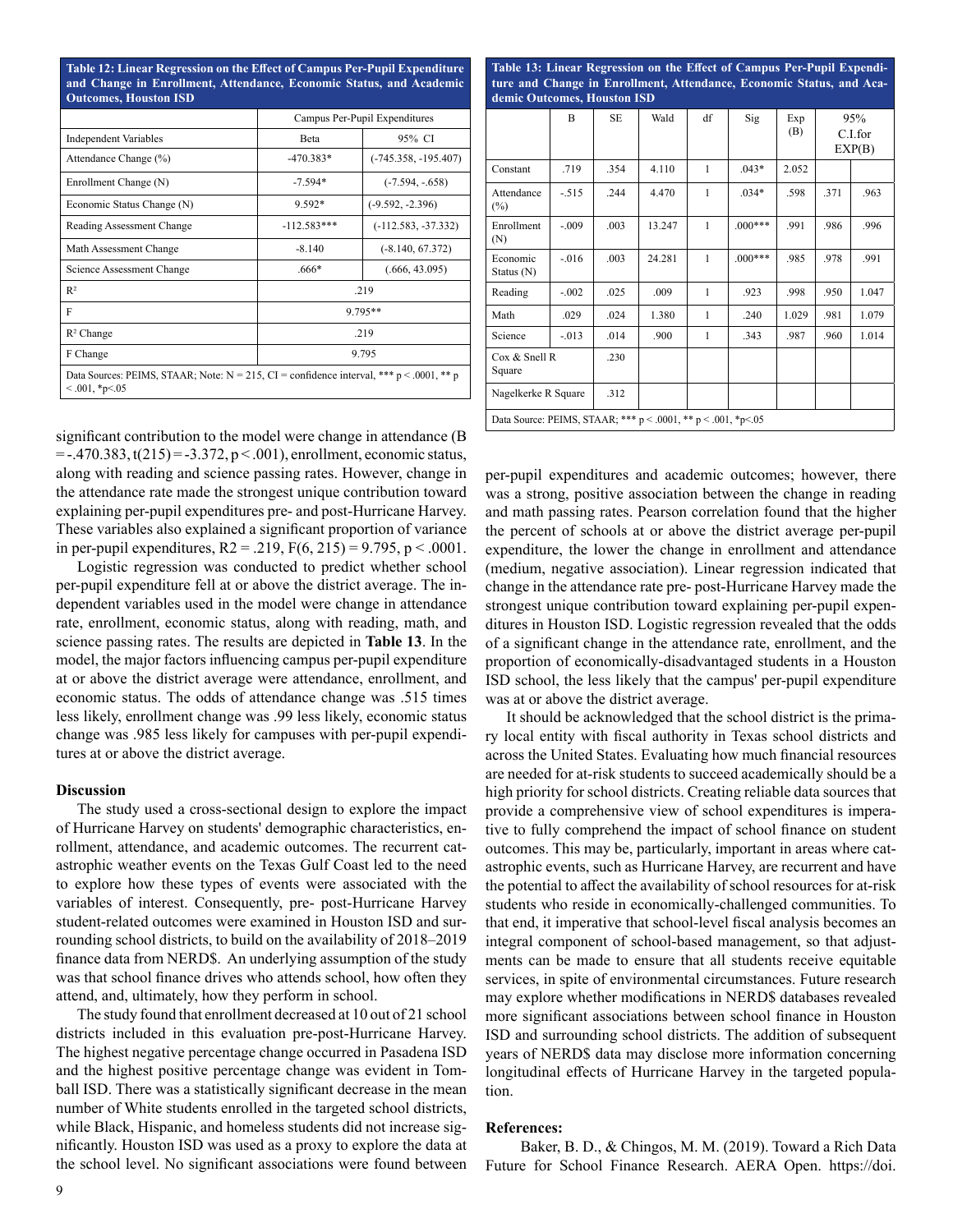**Table 12: Linear Regression on the Effect of Campus Per-Pupil Expenditure and Change in Enrollment, Attendance, Economic Status, and Academic Outcomes, Houston ISD**

| | Campus Per-Pupil Expenditures | |
|---|---|---|
| Independent Variables | Beta | 95% CI |
| Attendance Change (%) | -470.383* | (-745.358, -195.407) |
| Enrollment Change (N) | -7.594* | (-7.594, -.658) |
| Economic Status Change (N) | 9.592* | (-9.592, -2.396) |
| Reading Assessment Change | -112.583*** | (-112.583, -37.332) |
| Math Assessment Change | -8.140 | (-8.140, 67.372) |
| Science Assessment Change | .666* | (.666, 43.095) |
| $R^2$ | .219 | |
| F | 9.795** | |
| $R^2$ Change | .219 | |
| F Change | 9.795 | |

Data Sources: PEIMS, STAAR; Note: N = 215, CI = confidence interval, *** p < .0001, ** p < .001, *p<.05

significant contribution to the model were change in attendance (B = -.470.383, t(215) = -3.372, p < .001), enrollment, economic status, along with reading and science passing rates. However, change in the attendance rate made the strongest unique contribution toward explaining per-pupil expenditures pre- and post-Hurricane Harvey. These variables also explained a significant proportion of variance in per-pupil expenditures, $R2 = .219$, $F(6, 215) = 9.795$, $p < .0001$.

Logistic regression was conducted to predict whether school per-pupil expenditure fell at or above the district average. The independent variables used in the model were change in attendance rate, enrollment, economic status, along with reading, math, and science passing rates. The results are depicted in **Table 13**. In the model, the major factors influencing campus per-pupil expenditure at or above the district average were attendance, enrollment, and economic status. The odds of attendance change was .515 times less likely, enrollment change was .99 less likely, economic status change was .985 less likely for campuses with per-pupil expenditures at or above the district average.

**Table 13: Linear Regression on the Effect of Campus Per-Pupil Expenditure and Change in Enrollment, Attendance, Economic Status, and Academic Outcomes, Houston ISD**

| | B | SE | Wald | df | Sig | Exp (B) | 95% C.I.for EXP(B) | |
|---|---|---|---|---|---|---|---|---|
| Constant | .719 | .354 | 4.110 | 1 | .043* | 2.052 | | |
| Attendance (%) | -.515 | .244 | 4.470 | 1 | .034* | .598 | .371 | .963 |
| Enrollment (N) | -.009 | .003 | 13.247 | 1 | .000*** | .991 | .986 | .996 |
| Economic Status (N) | -.016 | .003 | 24.281 | 1 | .000*** | .985 | .978 | .991 |
| Reading | -.002 | .025 | .009 | 1 | .923 | .998 | .950 | 1.047 |
| Math | .029 | .024 | 1.380 | 1 | .240 | 1.029 | .981 | 1.079 |
| Science | -.013 | .014 | .900 | 1 | .343 | .987 | .960 | 1.014 |
| Cox & Snell R Square | | .230 | | | | | | |
| Nagelkerke R Square | | .312 | | | | | | |

Data Source: PEIMS, STAAR; *** p < .0001, ** p < .001, *p<.05

## Discussion

The study used a cross-sectional design to explore the impact of Hurricane Harvey on students' demographic characteristics, enrollment, attendance, and academic outcomes. The recurrent catastrophic weather events on the Texas Gulf Coast led to the need to explore how these types of events were associated with the variables of interest. Consequently, pre- post-Hurricane Harvey student-related outcomes were examined in Houston ISD and surrounding school districts, to build on the availability of 2018–2019 finance data from NERD$. An underlying assumption of the study was that school finance drives who attends school, how often they attend, and, ultimately, how they perform in school.

The study found that enrollment decreased at 10 out of 21 school districts included in this evaluation pre-post-Hurricane Harvey. The highest negative percentage change occurred in Pasadena ISD and the highest positive percentage change was evident in Tomball ISD. There was a statistically significant decrease in the mean number of White students enrolled in the targeted school districts, while Black, Hispanic, and homeless students did not increase significantly. Houston ISD was used as a proxy to explore the data at the school level. No significant associations were found between per-pupil expenditures and academic outcomes; however, there was a strong, positive association between the change in reading and math passing rates. Pearson correlation found that the higher the percent of schools at or above the district average per-pupil expenditure, the lower the change in enrollment and attendance (medium, negative association). Linear regression indicated that change in the attendance rate pre- post-Hurricane Harvey made the strongest unique contribution toward explaining per-pupil expenditures in Houston ISD. Logistic regression revealed that the odds of a significant change in the attendance rate, enrollment, and the proportion of economically-disadvantaged students in a Houston ISD school, the less likely that the campus' per-pupil expenditure was at or above the district average.

It should be acknowledged that the school district is the primary local entity with fiscal authority in Texas school districts and across the United States. Evaluating how much financial resources are needed for at-risk students to succeed academically should be a high priority for school districts. Creating reliable data sources that provide a comprehensive view of school expenditures is imperative to fully comprehend the impact of school finance on student outcomes. This may be, particularly, important in areas where catastrophic events, such as Hurricane Harvey, are recurrent and have the potential to affect the availability of school resources for at-risk students who reside in economically-challenged communities. To that end, it imperative that school-level fiscal analysis becomes an integral component of school-based management, so that adjustments can be made to ensure that all students receive equitable services, in spite of environmental circumstances. Future research may explore whether modifications in NERD$ databases revealed more significant associations between school finance in Houston ISD and surrounding school districts. The addition of subsequent years of NERD$ data may disclose more information concerning longitudinal effects of Hurricane Harvey in the targeted population.

## References:

Baker, B. D., & Chingos, M. M. (2019). Toward a Rich Data Future for School Finance Research. AERA Open. https://doi.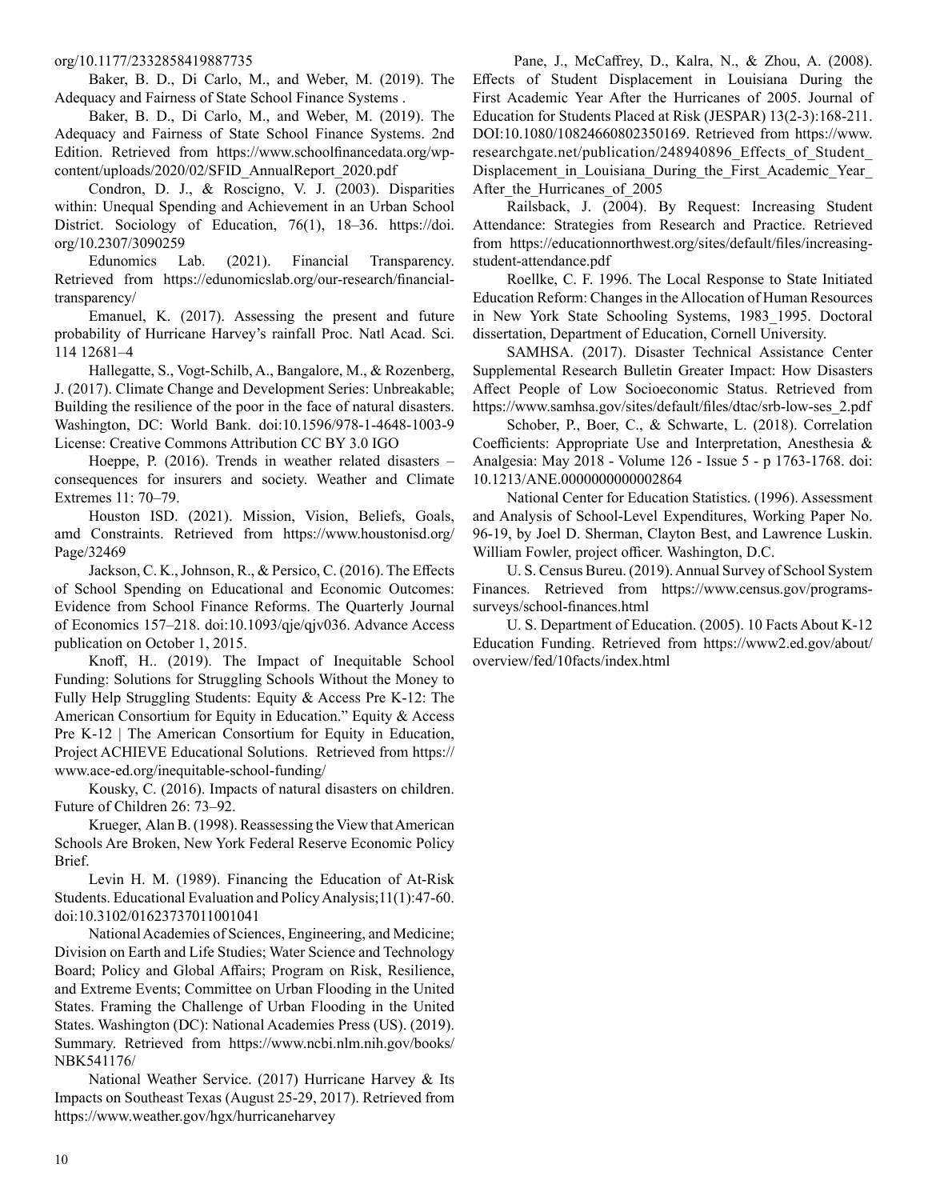org/10.1177/2332858419887735

Baker, B. D., Di Carlo, M., and Weber, M. (2019). The Adequacy and Fairness of State School Finance Systems .

Baker, B. D., Di Carlo, M., and Weber, M. (2019). The Adequacy and Fairness of State School Finance Systems. 2nd Edition. Retrieved from https://www.schoolfinancedata.org/wp-content/uploads/2020/02/SFID_AnnualReport_2020.pdf

Condron, D. J., & Roscigno, V. J. (2003). Disparities within: Unequal Spending and Achievement in an Urban School District. Sociology of Education, 76(1), 18–36. https://doi.org/10.2307/3090259

Edunomics Lab. (2021). Financial Transparency. Retrieved from https://edunomicslab.org/our-research/financial-transparency/

Emanuel, K. (2017). Assessing the present and future probability of Hurricane Harvey's rainfall Proc. Natl Acad. Sci. 114 12681–4

Hallegatte, S., Vogt-Schilb, A., Bangalore, M., & Rozenberg, J. (2017). Climate Change and Development Series: Unbreakable; Building the resilience of the poor in the face of natural disasters. Washington, DC: World Bank. doi:10.1596/978-1-4648-1003-9 License: Creative Commons Attribution CC BY 3.0 IGO

Hoeppe, P. (2016). Trends in weather related disasters – consequences for insurers and society. Weather and Climate Extremes 11: 70–79.

Houston ISD. (2021). Mission, Vision, Beliefs, Goals, amd Constraints. Retrieved from https://www.houstonisd.org/Page/32469

Jackson, C. K., Johnson, R., & Persico, C. (2016). The Effects of School Spending on Educational and Economic Outcomes: Evidence from School Finance Reforms. The Quarterly Journal of Economics 157–218. doi:10.1093/qje/qjv036. Advance Access publication on October 1, 2015.

Knoff, H.. (2019). The Impact of Inequitable School Funding: Solutions for Struggling Schools Without the Money to Fully Help Struggling Students: Equity & Access Pre K-12: The American Consortium for Equity in Education." Equity & Access Pre K-12 | The American Consortium for Equity in Education, Project ACHIEVE Educational Solutions. Retrieved from https://www.ace-ed.org/inequitable-school-funding/

Kousky, C. (2016). Impacts of natural disasters on children. Future of Children 26: 73–92.

Krueger, Alan B. (1998). Reassessing the View that American Schools Are Broken, New York Federal Reserve Economic Policy Brief.

Levin H. M. (1989). Financing the Education of At-Risk Students. Educational Evaluation and Policy Analysis;11(1):47-60. doi:10.3102/01623737011001041

National Academies of Sciences, Engineering, and Medicine; Division on Earth and Life Studies; Water Science and Technology Board; Policy and Global Affairs; Program on Risk, Resilience, and Extreme Events; Committee on Urban Flooding in the United States. Framing the Challenge of Urban Flooding in the United States. Washington (DC): National Academies Press (US). (2019). Summary. Retrieved from https://www.ncbi.nlm.nih.gov/books/NBK541176/

National Weather Service. (2017) Hurricane Harvey & Its Impacts on Southeast Texas (August 25-29, 2017). Retrieved from https://www.weather.gov/hgx/hurricaneharvey

Pane, J., McCaffrey, D., Kalra, N., & Zhou, A. (2008). Effects of Student Displacement in Louisiana During the First Academic Year After the Hurricanes of 2005. Journal of Education for Students Placed at Risk (JESPAR) 13(2-3):168-211. DOI:10.1080/10824660802350169. Retrieved from https://www.researchgate.net/publication/248940896_Effects_of_Student_Displacement_in_Louisiana_During_the_First_Academic_Year_After_the_Hurricanes_of_2005

Railsback, J. (2004). By Request: Increasing Student Attendance: Strategies from Research and Practice. Retrieved from https://educationnorthwest.org/sites/default/files/increasing-student-attendance.pdf

Roellke, C. F. 1996. The Local Response to State Initiated Education Reform: Changes in the Allocation of Human Resources in New York State Schooling Systems, 1983_1995. Doctoral dissertation, Department of Education, Cornell University.

SAMHSA. (2017). Disaster Technical Assistance Center Supplemental Research Bulletin Greater Impact: How Disasters Affect People of Low Socioeconomic Status. Retrieved from https://www.samhsa.gov/sites/default/files/dtac/srb-low-ses_2.pdf

Schober, P., Boer, C., & Schwarte, L. (2018). Correlation Coefficients: Appropriate Use and Interpretation, Anesthesia & Analgesia: May 2018 - Volume 126 - Issue 5 - p 1763-1768. doi: 10.1213/ANE.0000000000002864

National Center for Education Statistics. (1996). Assessment and Analysis of School-Level Expenditures, Working Paper No. 96-19, by Joel D. Sherman, Clayton Best, and Lawrence Luskin. William Fowler, project officer. Washington, D.C.

U. S. Census Bureu. (2019). Annual Survey of School System Finances. Retrieved from https://www.census.gov/programs-surveys/school-finances.html

U. S. Department of Education. (2005). 10 Facts About K-12 Education Funding. Retrieved from https://www2.ed.gov/about/overview/fed/10facts/index.html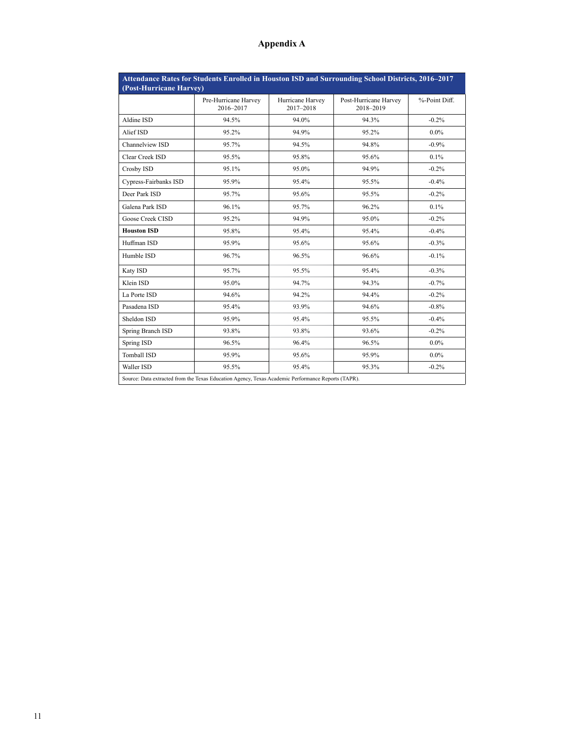# Appendix A

| **Attendance Rates for Students Enrolled in Houston ISD and Surrounding School Districts, 2016–2017 (Post-Hurricane Harvey)** | | | | |
|---|---|---|---|---|
| | Pre-Hurricane Harvey 2016–2017 | Hurricane Harvey 2017–2018 | Post-Hurricane Harvey 2018–2019 | %-Point Diff. |
| Aldine ISD | 94.5% | 94.0% | 94.3% | -0.2% |
| Alief ISD | 95.2% | 94.9% | 95.2% | 0.0% |
| Channelview ISD | 95.7% | 94.5% | 94.8% | -0.9% |
| Clear Creek ISD | 95.5% | 95.8% | 95.6% | 0.1% |
| Crosby ISD | 95.1% | 95.0% | 94.9% | -0.2% |
| Cypress-Fairbanks ISD | 95.9% | 95.4% | 95.5% | -0.4% |
| Deer Park ISD | 95.7% | 95.6% | 95.5% | -0.2% |
| Galena Park ISD | 96.1% | 95.7% | 96.2% | 0.1% |
| Goose Creek CISD | 95.2% | 94.9% | 95.0% | -0.2% |
| **Houston ISD** | 95.8% | 95.4% | 95.4% | -0.4% |
| Huffman ISD | 95.9% | 95.6% | 95.6% | -0.3% |
| Humble ISD | 96.7% | 96.5% | 96.6% | -0.1% |
| Katy ISD | 95.7% | 95.5% | 95.4% | -0.3% |
| Klein ISD | 95.0% | 94.7% | 94.3% | -0.7% |
| La Porte ISD | 94.6% | 94.2% | 94.4% | -0.2% |
| Pasadena ISD | 95.4% | 93.9% | 94.6% | -0.8% |
| Sheldon ISD | 95.9% | 95.4% | 95.5% | -0.4% |
| Spring Branch ISD | 93.8% | 93.8% | 93.6% | -0.2% |
| Spring ISD | 96.5% | 96.4% | 96.5% | 0.0% |
| Tomball ISD | 95.9% | 95.6% | 95.9% | 0.0% |
| Waller ISD | 95.5% | 95.4% | 95.3% | -0.2% |

Source: Data extracted from the Texas Education Agency, Texas Academic Performance Reports (TAPR).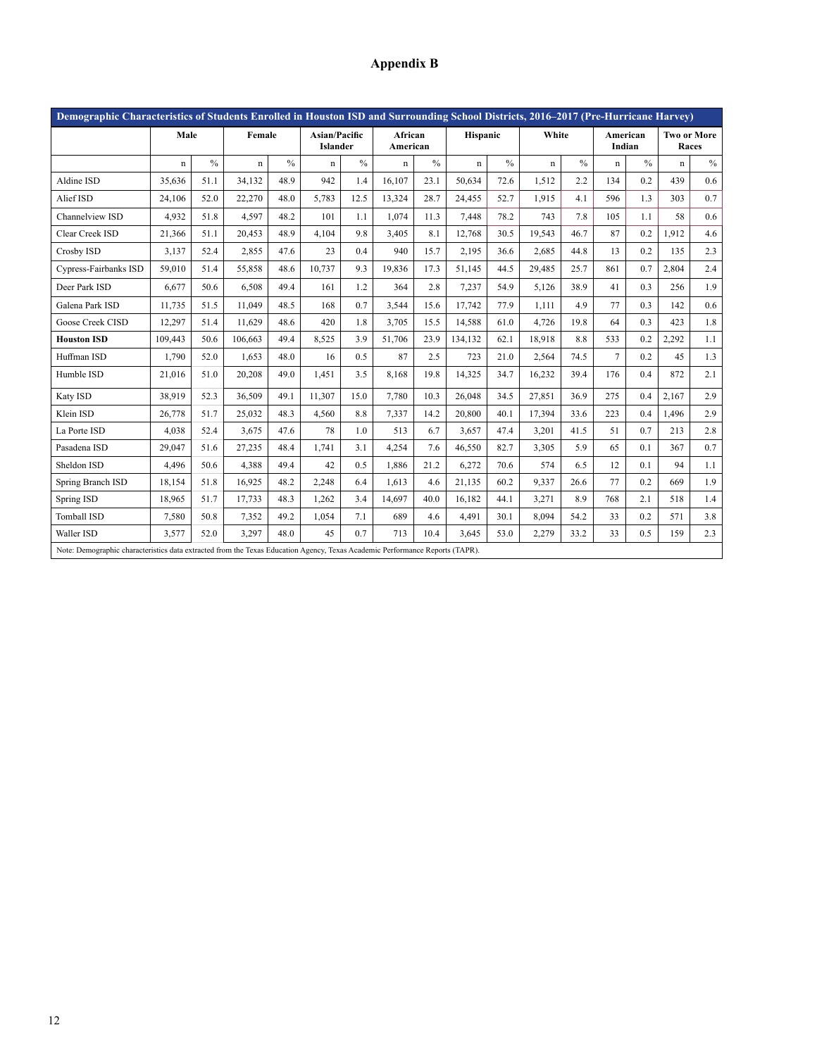# Appendix B

| Demographic Characteristics of Students Enrolled in Houston ISD and Surrounding School Districts, 2016–2017 (Pre-Hurricane Harvey) | | | | | | | | | | | | | | | | |
|---|---|---|---|---|---|---|---|---|---|---|---|---|---|---|---|---|
| | Male | | Female | | Asian/Pacific Islander | | African American | | Hispanic | | White | | American Indian | | Two or More Races | |
| | n | % | n | % | n | % | n | % | n | % | n | % | n | % | n | % |
| Aldine ISD | 35,636 | 51.1 | 34,132 | 48.9 | 942 | 1.4 | 16,107 | 23.1 | 50,634 | 72.6 | 1,512 | 2.2 | 134 | 0.2 | 439 | 0.6 |
| Alief ISD | 24,106 | 52.0 | 22,270 | 48.0 | 5,783 | 12.5 | 13,324 | 28.7 | 24,455 | 52.7 | 1,915 | 4.1 | 596 | 1.3 | 303 | 0.7 |
| Channelview ISD | 4,932 | 51.8 | 4,597 | 48.2 | 101 | 1.1 | 1,074 | 11.3 | 7,448 | 78.2 | 743 | 7.8 | 105 | 1.1 | 58 | 0.6 |
| Clear Creek ISD | 21,366 | 51.1 | 20,453 | 48.9 | 4,104 | 9.8 | 3,405 | 8.1 | 12,768 | 30.5 | 19,543 | 46.7 | 87 | 0.2 | 1,912 | 4.6 |
| Crosby ISD | 3,137 | 52.4 | 2,855 | 47.6 | 23 | 0.4 | 940 | 15.7 | 2,195 | 36.6 | 2,685 | 44.8 | 13 | 0.2 | 135 | 2.3 |
| Cypress-Fairbanks ISD | 59,010 | 51.4 | 55,858 | 48.6 | 10,737 | 9.3 | 19,836 | 17.3 | 51,145 | 44.5 | 29,485 | 25.7 | 861 | 0.7 | 2,804 | 2.4 |
| Deer Park ISD | 6,677 | 50.6 | 6,508 | 49.4 | 161 | 1.2 | 364 | 2.8 | 7,237 | 54.9 | 5,126 | 38.9 | 41 | 0.3 | 256 | 1.9 |
| Galena Park ISD | 11,735 | 51.5 | 11,049 | 48.5 | 168 | 0.7 | 3,544 | 15.6 | 17,742 | 77.9 | 1,111 | 4.9 | 77 | 0.3 | 142 | 0.6 |
| Goose Creek CISD | 12,297 | 51.4 | 11,629 | 48.6 | 420 | 1.8 | 3,705 | 15.5 | 14,588 | 61.0 | 4,726 | 19.8 | 64 | 0.3 | 423 | 1.8 |
| **Houston ISD** | 109,443 | 50.6 | 106,663 | 49.4 | 8,525 | 3.9 | 51,706 | 23.9 | 134,132 | 62.1 | 18,918 | 8.8 | 533 | 0.2 | 2,292 | 1.1 |
| Huffman ISD | 1,790 | 52.0 | 1,653 | 48.0 | 16 | 0.5 | 87 | 2.5 | 723 | 21.0 | 2,564 | 74.5 | 7 | 0.2 | 45 | 1.3 |
| Humble ISD | 21,016 | 51.0 | 20,208 | 49.0 | 1,451 | 3.5 | 8,168 | 19.8 | 14,325 | 34.7 | 16,232 | 39.4 | 176 | 0.4 | 872 | 2.1 |
| Katy ISD | 38,919 | 52.3 | 36,509 | 49.1 | 11,307 | 15.0 | 7,780 | 10.3 | 26,048 | 34.5 | 27,851 | 36.9 | 275 | 0.4 | 2,167 | 2.9 |
| Klein ISD | 26,778 | 51.7 | 25,032 | 48.3 | 4,560 | 8.8 | 7,337 | 14.2 | 20,800 | 40.1 | 17,394 | 33.6 | 223 | 0.4 | 1,496 | 2.9 |
| La Porte ISD | 4,038 | 52.4 | 3,675 | 47.6 | 78 | 1.0 | 513 | 6.7 | 3,657 | 47.4 | 3,201 | 41.5 | 51 | 0.7 | 213 | 2.8 |
| Pasadena ISD | 29,047 | 51.6 | 27,235 | 48.4 | 1,741 | 3.1 | 4,254 | 7.6 | 46,550 | 82.7 | 3,305 | 5.9 | 65 | 0.1 | 367 | 0.7 |
| Sheldon ISD | 4,496 | 50.6 | 4,388 | 49.4 | 42 | 0.5 | 1,886 | 21.2 | 6,272 | 70.6 | 574 | 6.5 | 12 | 0.1 | 94 | 1.1 |
| Spring Branch ISD | 18,154 | 51.8 | 16,925 | 48.2 | 2,248 | 6.4 | 1,613 | 4.6 | 21,135 | 60.2 | 9,337 | 26.6 | 77 | 0.2 | 669 | 1.9 |
| Spring ISD | 18,965 | 51.7 | 17,733 | 48.3 | 1,262 | 3.4 | 14,697 | 40.0 | 16,182 | 44.1 | 3,271 | 8.9 | 768 | 2.1 | 518 | 1.4 |
| Tomball ISD | 7,580 | 50.8 | 7,352 | 49.2 | 1,054 | 7.1 | 689 | 4.6 | 4,491 | 30.1 | 8,094 | 54.2 | 33 | 0.2 | 571 | 3.8 |
| Waller ISD | 3,577 | 52.0 | 3,297 | 48.0 | 45 | 0.7 | 713 | 10.4 | 3,645 | 53.0 | 2,279 | 33.2 | 33 | 0.5 | 159 | 2.3 |

Note: Demographic characteristics data extracted from the Texas Education Agency, Texas Academic Performance Reports (TAPR).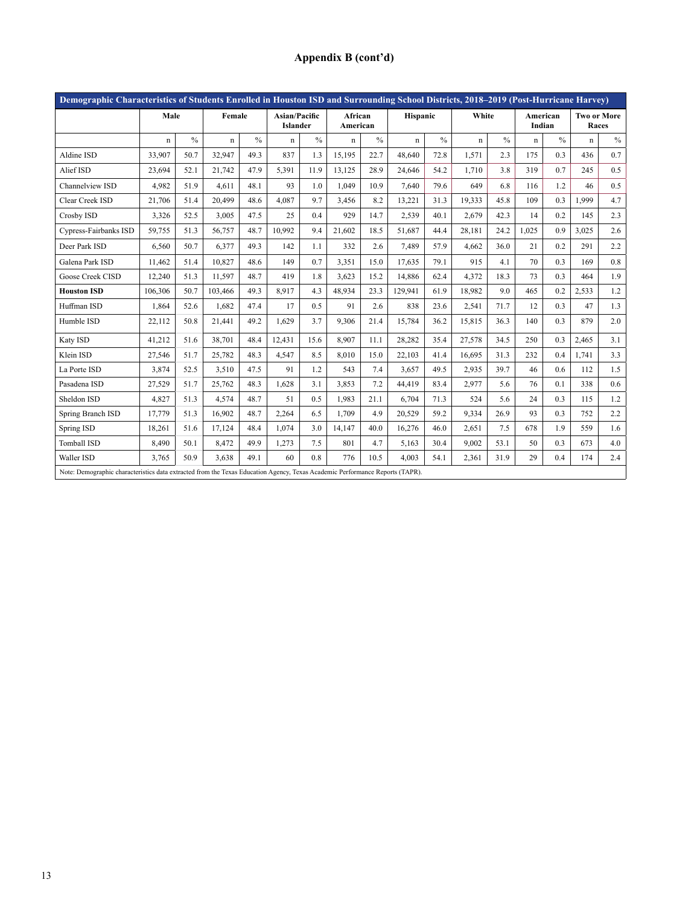# Appendix B (cont'd)

| Demographic Characteristics of Students Enrolled in Houston ISD and Surrounding School Districts, 2018–2019 (Post-Hurricane Harvey) | | | | | | | | | | | | | | | | |
|---|---|---|---|---|---|---|---|---|---|---|---|---|---|---|---|---|
| | Male | | Female | | Asian/Pacific Islander | | African American | | Hispanic | | White | | American Indian | | Two or More Races | |
| | n | % | n | % | n | % | n | % | n | % | n | % | n | % | n | % |
| Aldine ISD | 33,907 | 50.7 | 32,947 | 49.3 | 837 | 1.3 | 15,195 | 22.7 | 48,640 | 72.8 | 1,571 | 2.3 | 175 | 0.3 | 436 | 0.7 |
| Alief ISD | 23,694 | 52.1 | 21,742 | 47.9 | 5,391 | 11.9 | 13,125 | 28.9 | 24,646 | 54.2 | 1,710 | 3.8 | 319 | 0.7 | 245 | 0.5 |
| Channelview ISD | 4,982 | 51.9 | 4,611 | 48.1 | 93 | 1.0 | 1,049 | 10.9 | 7,640 | 79.6 | 649 | 6.8 | 116 | 1.2 | 46 | 0.5 |
| Clear Creek ISD | 21,706 | 51.4 | 20,499 | 48.6 | 4,087 | 9.7 | 3,456 | 8.2 | 13,221 | 31.3 | 19,333 | 45.8 | 109 | 0.3 | 1,999 | 4.7 |
| Crosby ISD | 3,326 | 52.5 | 3,005 | 47.5 | 25 | 0.4 | 929 | 14.7 | 2,539 | 40.1 | 2,679 | 42.3 | 14 | 0.2 | 145 | 2.3 |
| Cypress-Fairbanks ISD | 59,755 | 51.3 | 56,757 | 48.7 | 10,992 | 9.4 | 21,602 | 18.5 | 51,687 | 44.4 | 28,181 | 24.2 | 1,025 | 0.9 | 3,025 | 2.6 |
| Deer Park ISD | 6,560 | 50.7 | 6,377 | 49.3 | 142 | 1.1 | 332 | 2.6 | 7,489 | 57.9 | 4,662 | 36.0 | 21 | 0.2 | 291 | 2.2 |
| Galena Park ISD | 11,462 | 51.4 | 10,827 | 48.6 | 149 | 0.7 | 3,351 | 15.0 | 17,635 | 79.1 | 915 | 4.1 | 70 | 0.3 | 169 | 0.8 |
| Goose Creek CISD | 12,240 | 51.3 | 11,597 | 48.7 | 419 | 1.8 | 3,623 | 15.2 | 14,886 | 62.4 | 4,372 | 18.3 | 73 | 0.3 | 464 | 1.9 |
| **Houston ISD** | 106,306 | 50.7 | 103,466 | 49.3 | 8,917 | 4.3 | 48,934 | 23.3 | 129,941 | 61.9 | 18,982 | 9.0 | 465 | 0.2 | 2,533 | 1.2 |
| Huffman ISD | 1,864 | 52.6 | 1,682 | 47.4 | 17 | 0.5 | 91 | 2.6 | 838 | 23.6 | 2,541 | 71.7 | 12 | 0.3 | 47 | 1.3 |
| Humble ISD | 22,112 | 50.8 | 21,441 | 49.2 | 1,629 | 3.7 | 9,306 | 21.4 | 15,784 | 36.2 | 15,815 | 36.3 | 140 | 0.3 | 879 | 2.0 |
| Katy ISD | 41,212 | 51.6 | 38,701 | 48.4 | 12,431 | 15.6 | 8,907 | 11.1 | 28,282 | 35.4 | 27,578 | 34.5 | 250 | 0.3 | 2,465 | 3.1 |
| Klein ISD | 27,546 | 51.7 | 25,782 | 48.3 | 4,547 | 8.5 | 8,010 | 15.0 | 22,103 | 41.4 | 16,695 | 31.3 | 232 | 0.4 | 1,741 | 3.3 |
| La Porte ISD | 3,874 | 52.5 | 3,510 | 47.5 | 91 | 1.2 | 543 | 7.4 | 3,657 | 49.5 | 2,935 | 39.7 | 46 | 0.6 | 112 | 1.5 |
| Pasadena ISD | 27,529 | 51.7 | 25,762 | 48.3 | 1,628 | 3.1 | 3,853 | 7.2 | 44,419 | 83.4 | 2,977 | 5.6 | 76 | 0.1 | 338 | 0.6 |
| Sheldon ISD | 4,827 | 51.3 | 4,574 | 48.7 | 51 | 0.5 | 1,983 | 21.1 | 6,704 | 71.3 | 524 | 5.6 | 24 | 0.3 | 115 | 1.2 |
| Spring Branch ISD | 17,779 | 51.3 | 16,902 | 48.7 | 2,264 | 6.5 | 1,709 | 4.9 | 20,529 | 59.2 | 9,334 | 26.9 | 93 | 0.3 | 752 | 2.2 |
| Spring ISD | 18,261 | 51.6 | 17,124 | 48.4 | 1,074 | 3.0 | 14,147 | 40.0 | 16,276 | 46.0 | 2,651 | 7.5 | 678 | 1.9 | 559 | 1.6 |
| Tomball ISD | 8,490 | 50.1 | 8,472 | 49.9 | 1,273 | 7.5 | 801 | 4.7 | 5,163 | 30.4 | 9,002 | 53.1 | 50 | 0.3 | 673 | 4.0 |
| Waller ISD | 3,765 | 50.9 | 3,638 | 49.1 | 60 | 0.8 | 776 | 10.5 | 4,003 | 54.1 | 2,361 | 31.9 | 29 | 0.4 | 174 | 2.4 |

Note: Demographic characteristics data extracted from the Texas Education Agency, Texas Academic Performance Reports (TAPR).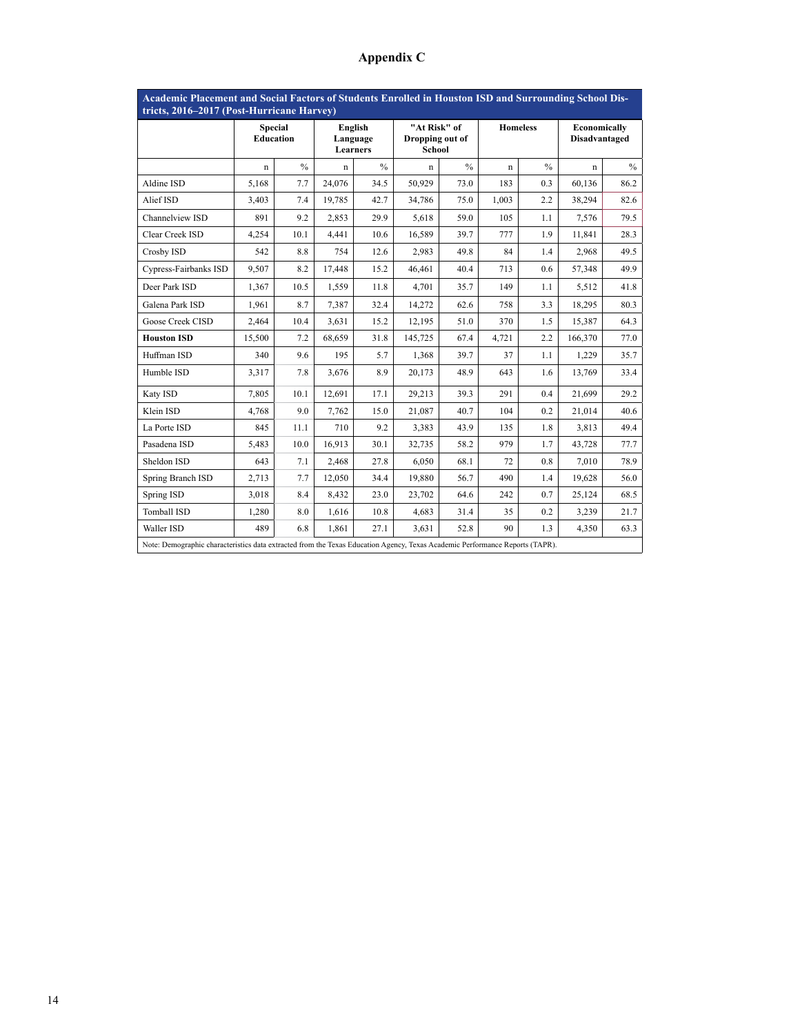# Appendix C

| Academic Placement and Social Factors of Students Enrolled in Houston ISD and Surrounding School Districts, 2016–2017 (Post-Hurricane Harvey) | | | | | | | | | | |
|---|---|---|---|---|---|---|---|---|---|---|
| | Special Education | | English Language Learners | | "At Risk" of Dropping out of School | | Homeless | | Economically Disadvantaged | |
| | n | % | n | % | n | % | n | % | n | % |
| Aldine ISD | 5,168 | 7.7 | 24,076 | 34.5 | 50,929 | 73.0 | 183 | 0.3 | 60,136 | 86.2 |
| Alief ISD | 3,403 | 7.4 | 19,785 | 42.7 | 34,786 | 75.0 | 1,003 | 2.2 | 38,294 | 82.6 |
| Channelview ISD | 891 | 9.2 | 2,853 | 29.9 | 5,618 | 59.0 | 105 | 1.1 | 7,576 | 79.5 |
| Clear Creek ISD | 4,254 | 10.1 | 4,441 | 10.6 | 16,589 | 39.7 | 777 | 1.9 | 11,841 | 28.3 |
| Crosby ISD | 542 | 8.8 | 754 | 12.6 | 2,983 | 49.8 | 84 | 1.4 | 2,968 | 49.5 |
| Cypress-Fairbanks ISD | 9,507 | 8.2 | 17,448 | 15.2 | 46,461 | 40.4 | 713 | 0.6 | 57,348 | 49.9 |
| Deer Park ISD | 1,367 | 10.5 | 1,559 | 11.8 | 4,701 | 35.7 | 149 | 1.1 | 5,512 | 41.8 |
| Galena Park ISD | 1,961 | 8.7 | 7,387 | 32.4 | 14,272 | 62.6 | 758 | 3.3 | 18,295 | 80.3 |
| Goose Creek CISD | 2,464 | 10.4 | 3,631 | 15.2 | 12,195 | 51.0 | 370 | 1.5 | 15,387 | 64.3 |
| **Houston ISD** | 15,500 | 7.2 | 68,659 | 31.8 | 145,725 | 67.4 | 4,721 | 2.2 | 166,370 | 77.0 |
| Huffman ISD | 340 | 9.6 | 195 | 5.7 | 1,368 | 39.7 | 37 | 1.1 | 1,229 | 35.7 |
| Humble ISD | 3,317 | 7.8 | 3,676 | 8.9 | 20,173 | 48.9 | 643 | 1.6 | 13,769 | 33.4 |
| Katy ISD | 7,805 | 10.1 | 12,691 | 17.1 | 29,213 | 39.3 | 291 | 0.4 | 21,699 | 29.2 |
| Klein ISD | 4,768 | 9.0 | 7,762 | 15.0 | 21,087 | 40.7 | 104 | 0.2 | 21,014 | 40.6 |
| La Porte ISD | 845 | 11.1 | 710 | 9.2 | 3,383 | 43.9 | 135 | 1.8 | 3,813 | 49.4 |
| Pasadena ISD | 5,483 | 10.0 | 16,913 | 30.1 | 32,735 | 58.2 | 979 | 1.7 | 43,728 | 77.7 |
| Sheldon ISD | 643 | 7.1 | 2,468 | 27.8 | 6,050 | 68.1 | 72 | 0.8 | 7,010 | 78.9 |
| Spring Branch ISD | 2,713 | 7.7 | 12,050 | 34.4 | 19,880 | 56.7 | 490 | 1.4 | 19,628 | 56.0 |
| Spring ISD | 3,018 | 8.4 | 8,432 | 23.0 | 23,702 | 64.6 | 242 | 0.7 | 25,124 | 68.5 |
| Tomball ISD | 1,280 | 8.0 | 1,616 | 10.8 | 4,683 | 31.4 | 35 | 0.2 | 3,239 | 21.7 |
| Waller ISD | 489 | 6.8 | 1,861 | 27.1 | 3,631 | 52.8 | 90 | 1.3 | 4,350 | 63.3 |

Note: Demographic characteristics data extracted from the Texas Education Agency, Texas Academic Performance Reports (TAPR).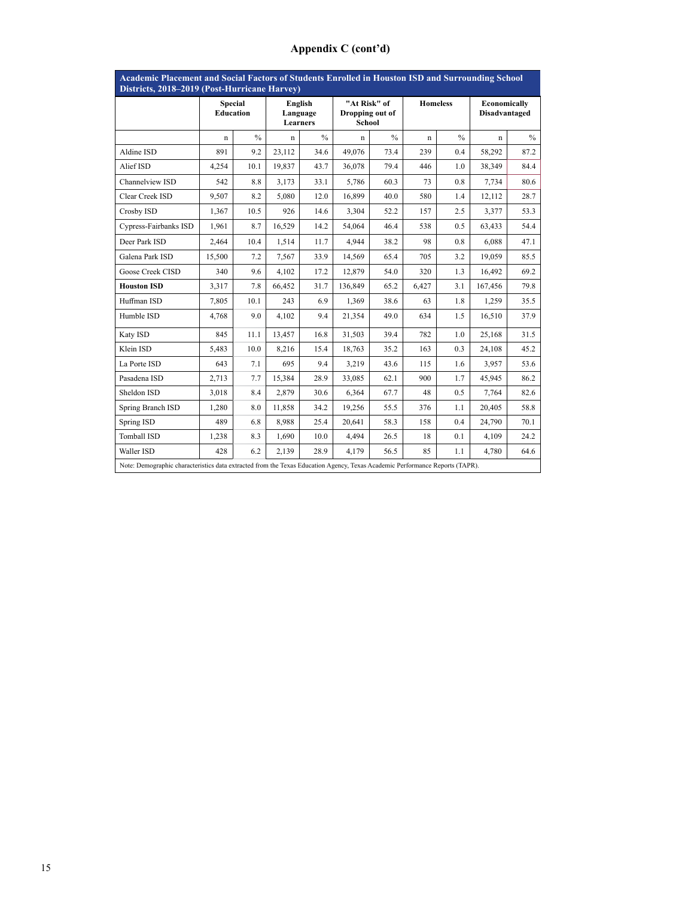# Appendix C (cont'd)

| Academic Placement and Social Factors of Students Enrolled in Houston ISD and Surrounding School Districts, 2018–2019 (Post-Hurricane Harvey) | | | | | | | | | | |
|---|---|---|---|---|---|---|---|---|---|---|
| | Special Education | | English Language Learners | | "At Risk" of Dropping out of School | | Homeless | | Economically Disadvantaged | |
| | n | % | n | % | n | % | n | % | n | % |
| Aldine ISD | 891 | 9.2 | 23,112 | 34.6 | 49,076 | 73.4 | 239 | 0.4 | 58,292 | 87.2 |
| Alief ISD | 4,254 | 10.1 | 19,837 | 43.7 | 36,078 | 79.4 | 446 | 1.0 | 38,349 | 84.4 |
| Channelview ISD | 542 | 8.8 | 3,173 | 33.1 | 5,786 | 60.3 | 73 | 0.8 | 7,734 | 80.6 |
| Clear Creek ISD | 9,507 | 8.2 | 5,080 | 12.0 | 16,899 | 40.0 | 580 | 1.4 | 12,112 | 28.7 |
| Crosby ISD | 1,367 | 10.5 | 926 | 14.6 | 3,304 | 52.2 | 157 | 2.5 | 3,377 | 53.3 |
| Cypress-Fairbanks ISD | 1,961 | 8.7 | 16,529 | 14.2 | 54,064 | 46.4 | 538 | 0.5 | 63,433 | 54.4 |
| Deer Park ISD | 2,464 | 10.4 | 1,514 | 11.7 | 4,944 | 38.2 | 98 | 0.8 | 6,088 | 47.1 |
| Galena Park ISD | 15,500 | 7.2 | 7,567 | 33.9 | 14,569 | 65.4 | 705 | 3.2 | 19,059 | 85.5 |
| Goose Creek CISD | 340 | 9.6 | 4,102 | 17.2 | 12,879 | 54.0 | 320 | 1.3 | 16,492 | 69.2 |
| **Houston ISD** | 3,317 | 7.8 | 66,452 | 31.7 | 136,849 | 65.2 | 6,427 | 3.1 | 167,456 | 79.8 |
| Huffman ISD | 7,805 | 10.1 | 243 | 6.9 | 1,369 | 38.6 | 63 | 1.8 | 1,259 | 35.5 |
| Humble ISD | 4,768 | 9.0 | 4,102 | 9.4 | 21,354 | 49.0 | 634 | 1.5 | 16,510 | 37.9 |
| Katy ISD | 845 | 11.1 | 13,457 | 16.8 | 31,503 | 39.4 | 782 | 1.0 | 25,168 | 31.5 |
| Klein ISD | 5,483 | 10.0 | 8,216 | 15.4 | 18,763 | 35.2 | 163 | 0.3 | 24,108 | 45.2 |
| La Porte ISD | 643 | 7.1 | 695 | 9.4 | 3,219 | 43.6 | 115 | 1.6 | 3,957 | 53.6 |
| Pasadena ISD | 2,713 | 7.7 | 15,384 | 28.9 | 33,085 | 62.1 | 900 | 1.7 | 45,945 | 86.2 |
| Sheldon ISD | 3,018 | 8.4 | 2,879 | 30.6 | 6,364 | 67.7 | 48 | 0.5 | 7,764 | 82.6 |
| Spring Branch ISD | 1,280 | 8.0 | 11,858 | 34.2 | 19,256 | 55.5 | 376 | 1.1 | 20,405 | 58.8 |
| Spring ISD | 489 | 6.8 | 8,988 | 25.4 | 20,641 | 58.3 | 158 | 0.4 | 24,790 | 70.1 |
| Tomball ISD | 1,238 | 8.3 | 1,690 | 10.0 | 4,494 | 26.5 | 18 | 0.1 | 4,109 | 24.2 |
| Waller ISD | 428 | 6.2 | 2,139 | 28.9 | 4,179 | 56.5 | 85 | 1.1 | 4,780 | 64.6 |

Note: Demographic characteristics data extracted from the Texas Education Agency, Texas Academic Performance Reports (TAPR).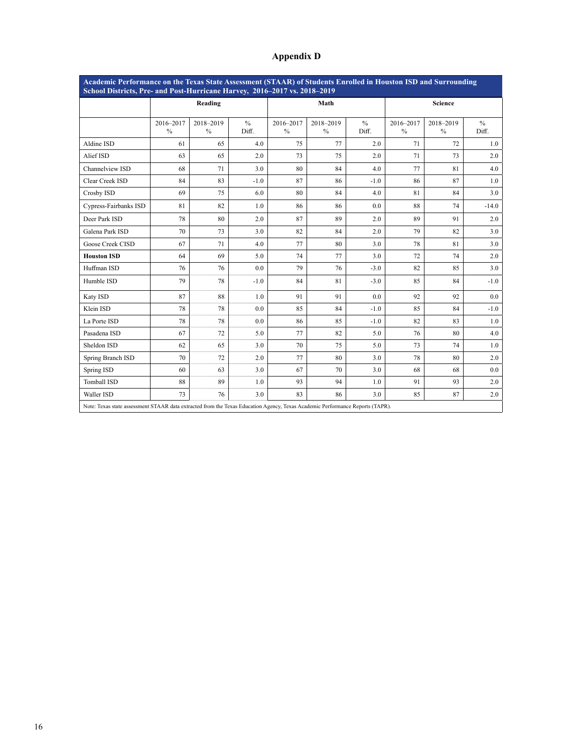# Appendix D

**Academic Performance on the Texas State Assessment (STAAR) of Students Enrolled in Houston ISD and Surrounding School Districts, Pre- and Post-Hurricane Harvey, 2016–2017 vs. 2018–2019**

| | Reading | | | Math | | | Science | | |
|---|---|---|---|---|---|---|---|---|---|
| | 2016–2017 % | 2018–2019 % | % Diff. | 2016–2017 % | 2018–2019 % | % Diff. | 2016–2017 % | 2018–2019 % | % Diff. |
| Aldine ISD | 61 | 65 | 4.0 | 75 | 77 | 2.0 | 71 | 72 | 1.0 |
| Alief ISD | 63 | 65 | 2.0 | 73 | 75 | 2.0 | 71 | 73 | 2.0 |
| Channelview ISD | 68 | 71 | 3.0 | 80 | 84 | 4.0 | 77 | 81 | 4.0 |
| Clear Creek ISD | 84 | 83 | -1.0 | 87 | 86 | -1.0 | 86 | 87 | 1.0 |
| Crosby ISD | 69 | 75 | 6.0 | 80 | 84 | 4.0 | 81 | 84 | 3.0 |
| Cypress-Fairbanks ISD | 81 | 82 | 1.0 | 86 | 86 | 0.0 | 88 | 74 | -14.0 |
| Deer Park ISD | 78 | 80 | 2.0 | 87 | 89 | 2.0 | 89 | 91 | 2.0 |
| Galena Park ISD | 70 | 73 | 3.0 | 82 | 84 | 2.0 | 79 | 82 | 3.0 |
| Goose Creek CISD | 67 | 71 | 4.0 | 77 | 80 | 3.0 | 78 | 81 | 3.0 |
| **Houston ISD** | 64 | 69 | 5.0 | 74 | 77 | 3.0 | 72 | 74 | 2.0 |
| Huffman ISD | 76 | 76 | 0.0 | 79 | 76 | -3.0 | 82 | 85 | 3.0 |
| Humble ISD | 79 | 78 | -1.0 | 84 | 81 | -3.0 | 85 | 84 | -1.0 |
| Katy ISD | 87 | 88 | 1.0 | 91 | 91 | 0.0 | 92 | 92 | 0.0 |
| Klein ISD | 78 | 78 | 0.0 | 85 | 84 | -1.0 | 85 | 84 | -1.0 |
| La Porte ISD | 78 | 78 | 0.0 | 86 | 85 | -1.0 | 82 | 83 | 1.0 |
| Pasadena ISD | 67 | 72 | 5.0 | 77 | 82 | 5.0 | 76 | 80 | 4.0 |
| Sheldon ISD | 62 | 65 | 3.0 | 70 | 75 | 5.0 | 73 | 74 | 1.0 |
| Spring Branch ISD | 70 | 72 | 2.0 | 77 | 80 | 3.0 | 78 | 80 | 2.0 |
| Spring ISD | 60 | 63 | 3.0 | 67 | 70 | 3.0 | 68 | 68 | 0.0 |
| Tomball ISD | 88 | 89 | 1.0 | 93 | 94 | 1.0 | 91 | 93 | 2.0 |
| Waller ISD | 73 | 76 | 3.0 | 83 | 86 | 3.0 | 85 | 87 | 2.0 |

Note: Texas state assessment STAAR data extracted from the Texas Education Agency, Texas Academic Performance Reports (TAPR).